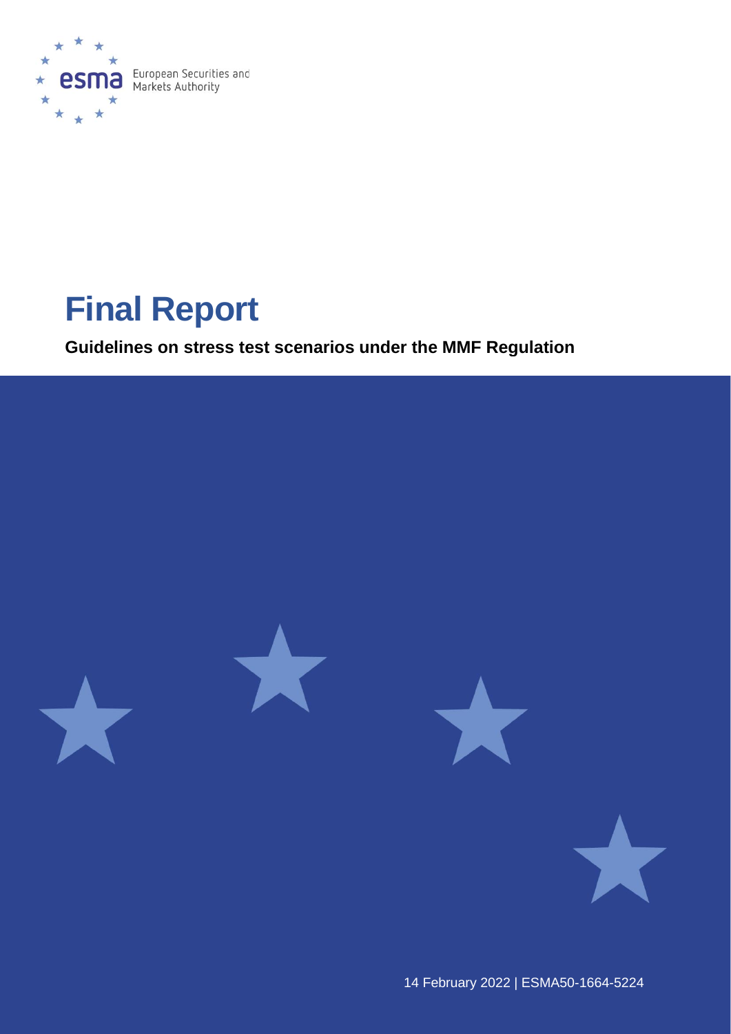European Securities and Markets Authority

# Final Report

**Guidelines on stress test scenarios under the MMF Regulation**

14 February 2022 | ESMA50-1664-5224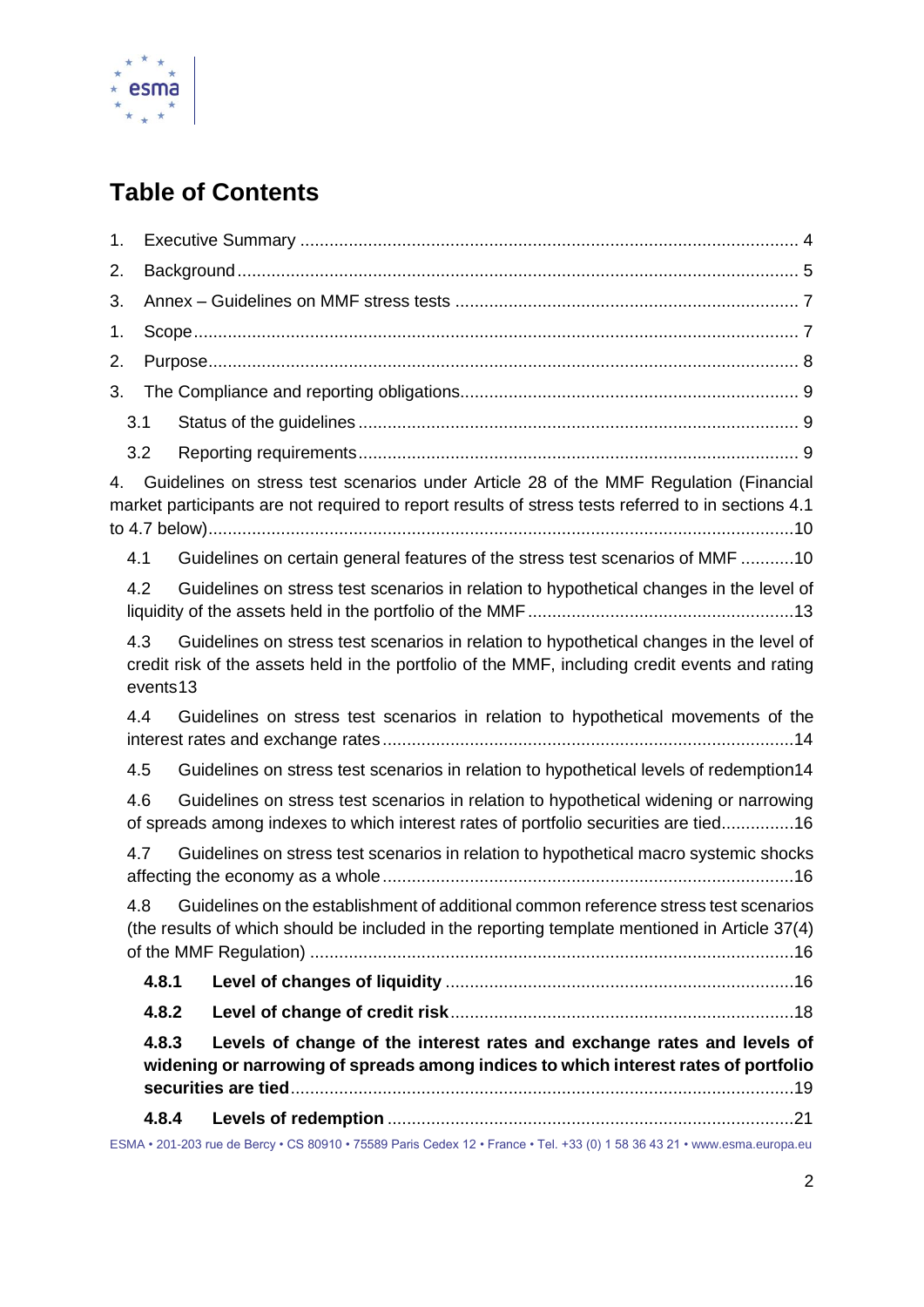# Table of Contents

1. Executive Summary ........................................................................................................ 4
2. Background ..................................................................................................................... 5
3. Annex – Guidelines on MMF stress tests ........................................................................ 7
1. Scope .............................................................................................................................. 7
2. Purpose ........................................................................................................................... 8
3. The Compliance and reporting obligations ...................................................................... 9
    - 3.1 Status of the guidelines ............................................................................................ 9
    - 3.2 Reporting requirements ............................................................................................ 9
4. Guidelines on stress test scenarios under Article 28 of the MMF Regulation (Financial market participants are not required to report results of stress tests referred to in sections 4.1 to 4.7 below) ..........................................................................................................................10
    - 4.1 Guidelines on certain general features of the stress test scenarios of MMF ...........10
    - 4.2 Guidelines on stress test scenarios in relation to hypothetical changes in the level of liquidity of the assets held in the portfolio of the MMF .......................................................13
    - 4.3 Guidelines on stress test scenarios in relation to hypothetical changes in the level of credit risk of the assets held in the portfolio of the MMF, including credit events and rating events13
    - 4.4 Guidelines on stress test scenarios in relation to hypothetical movements of the interest rates and exchange rates .....................................................................................14
    - 4.5 Guidelines on stress test scenarios in relation to hypothetical levels of redemption14
    - 4.6 Guidelines on stress test scenarios in relation to hypothetical widening or narrowing of spreads among indexes to which interest rates of portfolio securities are tied...............16
    - 4.7 Guidelines on stress test scenarios in relation to hypothetical macro systemic shocks affecting the economy as a whole .....................................................................................16
    - 4.8 Guidelines on the establishment of additional common reference stress test scenarios (the results of which should be included in the reporting template mentioned in Article 37(4) of the MMF Regulation) ....................................................................................16
        - **4.8.1 Level of changes of liquidity** ........................................................................16
        - **4.8.2 Level of change of credit risk** .......................................................................18
        - **4.8.3 Levels of change of the interest rates and exchange rates and levels of widening or narrowing of spreads among indices to which interest rates of portfolio securities are tied** ........................................................................................................19
        - **4.8.4 Levels of redemption** ....................................................................................21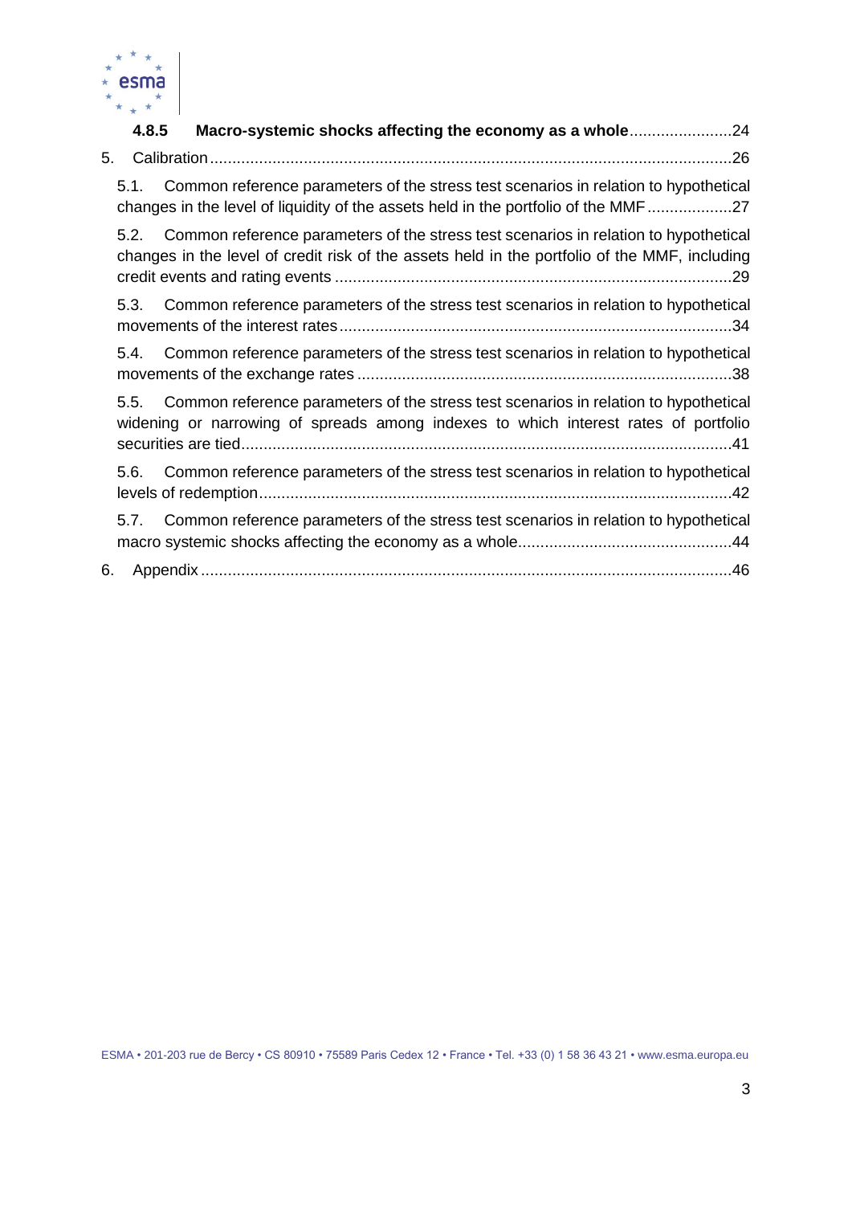**4.8.5 Macro-systemic shocks affecting the economy as a whole** .......................24

5. Calibration .....................................................................................................................26

5.1. Common reference parameters of the stress test scenarios in relation to hypothetical changes in the level of liquidity of the assets held in the portfolio of the MMF ...................27

5.2. Common reference parameters of the stress test scenarios in relation to hypothetical changes in the level of credit risk of the assets held in the portfolio of the MMF, including credit events and rating events .........................................................................................29

5.3. Common reference parameters of the stress test scenarios in relation to hypothetical movements of the interest rates .......................................................................................34

5.4. Common reference parameters of the stress test scenarios in relation to hypothetical movements of the exchange rates ....................................................................................38

5.5. Common reference parameters of the stress test scenarios in relation to hypothetical widening or narrowing of spreads among indexes to which interest rates of portfolio securities are tied..............................................................................................................41

5.6. Common reference parameters of the stress test scenarios in relation to hypothetical levels of redemption..........................................................................................................42

5.7. Common reference parameters of the stress test scenarios in relation to hypothetical macro systemic shocks affecting the economy as a whole................................................44

6. Appendix .......................................................................................................................46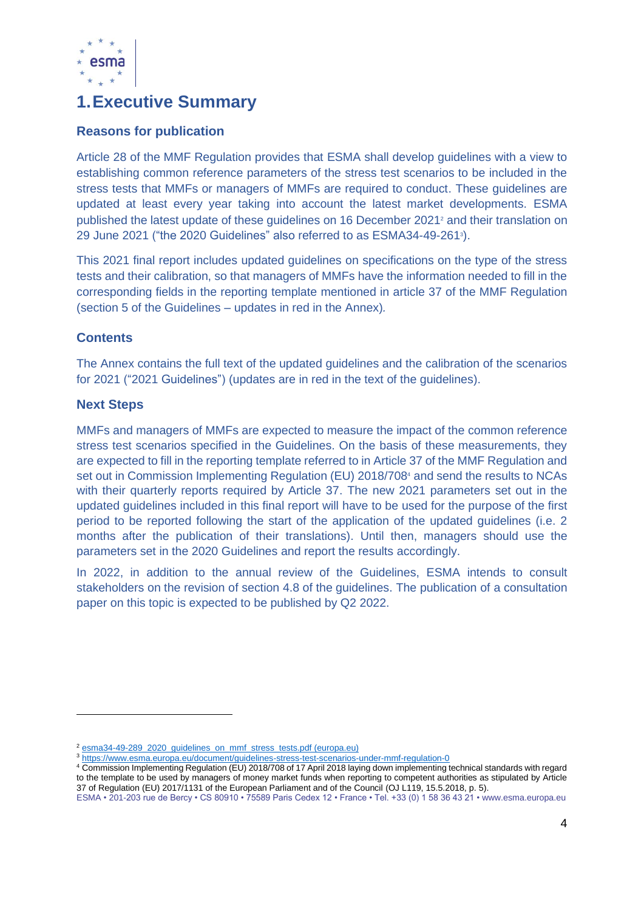# 1. Executive Summary

## Reasons for publication

Article 28 of the MMF Regulation provides that ESMA shall develop guidelines with a view to establishing common reference parameters of the stress test scenarios to be included in the stress tests that MMFs or managers of MMFs are required to conduct. These guidelines are updated at least every year taking into account the latest market developments. ESMA published the latest update of these guidelines on 16 December 2021[2] and their translation on 29 June 2021 ("the 2020 Guidelines" also referred to as ESMA34-49-261[3]).

This 2021 final report includes updated guidelines on specifications on the type of the stress tests and their calibration, so that managers of MMFs have the information needed to fill in the corresponding fields in the reporting template mentioned in article 37 of the MMF Regulation (section 5 of the Guidelines – updates in red in the Annex).

## Contents

The Annex contains the full text of the updated guidelines and the calibration of the scenarios for 2021 ("2021 Guidelines") (updates are in red in the text of the guidelines).

## Next Steps

MMFs and managers of MMFs are expected to measure the impact of the common reference stress test scenarios specified in the Guidelines. On the basis of these measurements, they are expected to fill in the reporting template referred to in Article 37 of the MMF Regulation and set out in Commission Implementing Regulation (EU) 2018/708[4] and send the results to NCAs with their quarterly reports required by Article 37. The new 2021 parameters set out in the updated guidelines included in this final report will have to be used for the purpose of the first period to be reported following the start of the application of the updated guidelines (i.e. 2 months after the publication of their translations). Until then, managers should use the parameters set in the 2020 Guidelines and report the results accordingly.

In 2022, in addition to the annual review of the Guidelines, ESMA intends to consult stakeholders on the revision of section 4.8 of the guidelines. The publication of a consultation paper on this topic is expected to be published by Q2 2022.

---

[2] esma34-49-289_2020_guidelines_on_mmf_stress_tests.pdf (europa.eu)

[3] https://www.esma.europa.eu/document/guidelines-stress-test-scenarios-under-mmf-regulation-0

[4] Commission Implementing Regulation (EU) 2018/708 of 17 April 2018 laying down implementing technical standards with regard to the template to be used by managers of money market funds when reporting to competent authorities as stipulated by Article 37 of Regulation (EU) 2017/1131 of the European Parliament and of the Council (OJ L119, 15.5.2018, p. 5).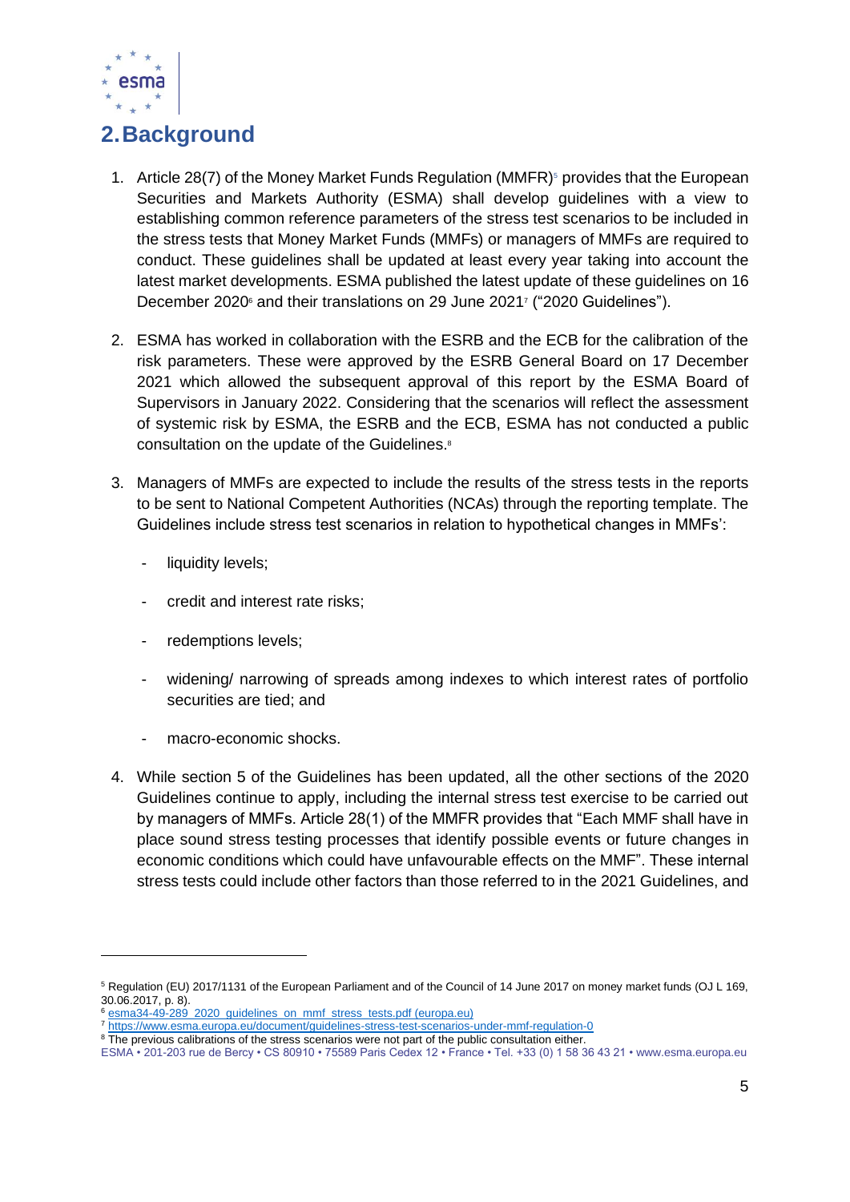# 2. Background

1. Article 28(7) of the Money Market Funds Regulation (MMFR)[5] provides that the European Securities and Markets Authority (ESMA) shall develop guidelines with a view to establishing common reference parameters of the stress test scenarios to be included in the stress tests that Money Market Funds (MMFs) or managers of MMFs are required to conduct. These guidelines shall be updated at least every year taking into account the latest market developments. ESMA published the latest update of these guidelines on 16 December 2020[6] and their translations on 29 June 2021[7] ("2020 Guidelines").

2. ESMA has worked in collaboration with the ESRB and the ECB for the calibration of the risk parameters. These were approved by the ESRB General Board on 17 December 2021 which allowed the subsequent approval of this report by the ESMA Board of Supervisors in January 2022. Considering that the scenarios will reflect the assessment of systemic risk by ESMA, the ESRB and the ECB, ESMA has not conducted a public consultation on the update of the Guidelines.[8]

3. Managers of MMFs are expected to include the results of the stress tests in the reports to be sent to National Competent Authorities (NCAs) through the reporting template. The Guidelines include stress test scenarios in relation to hypothetical changes in MMFs':

   - liquidity levels;
   - credit and interest rate risks;
   - redemptions levels;
   - widening/ narrowing of spreads among indexes to which interest rates of portfolio securities are tied; and
   - macro-economic shocks.

4. While section 5 of the Guidelines has been updated, all the other sections of the 2020 Guidelines continue to apply, including the internal stress test exercise to be carried out by managers of MMFs. Article 28(1) of the MMFR provides that "Each MMF shall have in place sound stress testing processes that identify possible events or future changes in economic conditions which could have unfavourable effects on the MMF". These internal stress tests could include other factors than those referred to in the 2021 Guidelines, and

---

[5] Regulation (EU) 2017/1131 of the European Parliament and of the Council of 14 June 2017 on money market funds (OJ L 169, 30.06.2017, p. 8).

[6] esma34-49-289_2020_guidelines_on_mmf_stress_tests.pdf (europa.eu)

[7] https://www.esma.europa.eu/document/guidelines-stress-test-scenarios-under-mmf-regulation-0

[8] The previous calibrations of the stress scenarios were not part of the public consultation either.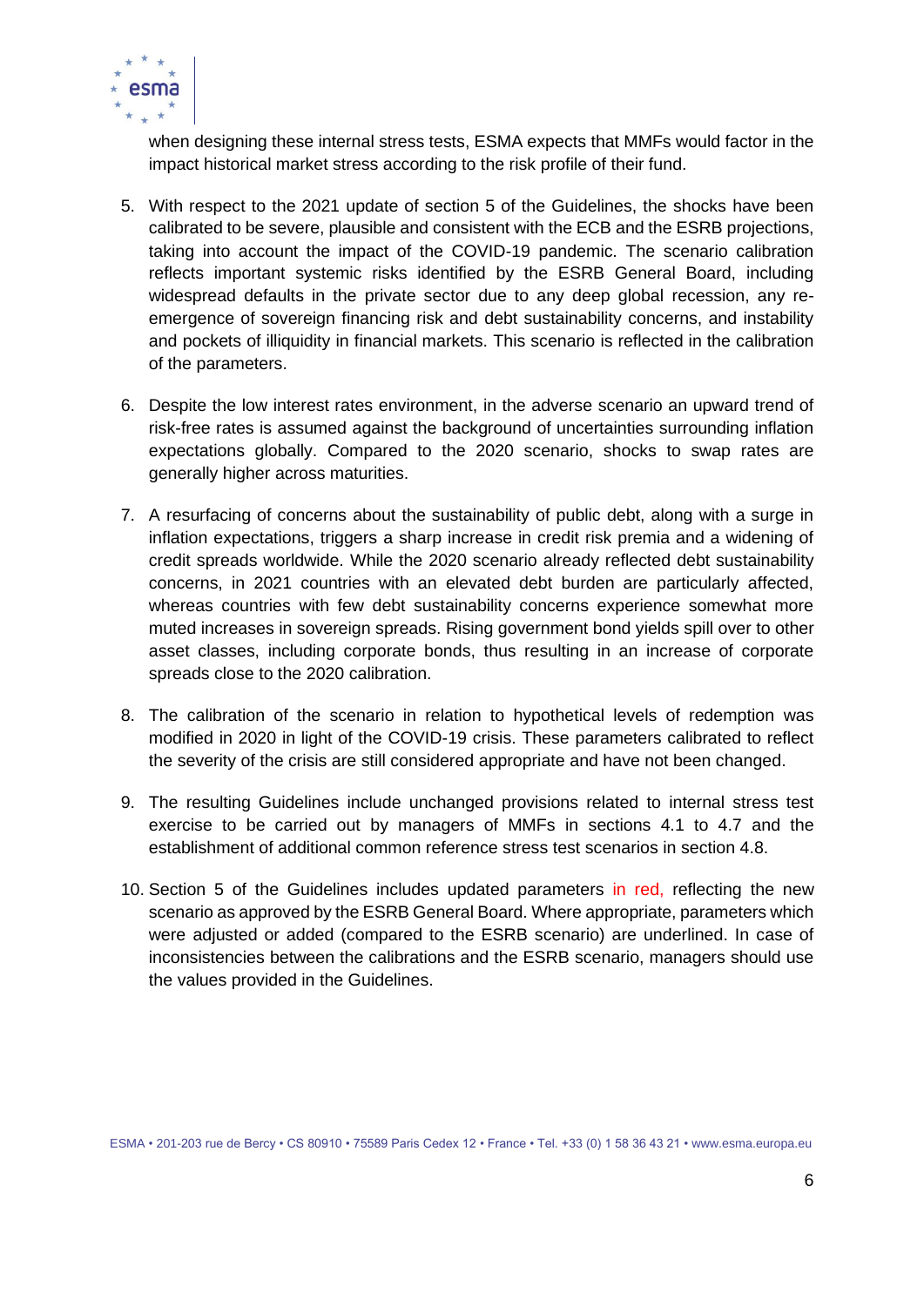when designing these internal stress tests, ESMA expects that MMFs would factor in the impact historical market stress according to the risk profile of their fund.

5. With respect to the 2021 update of section 5 of the Guidelines, the shocks have been calibrated to be severe, plausible and consistent with the ECB and the ESRB projections, taking into account the impact of the COVID-19 pandemic. The scenario calibration reflects important systemic risks identified by the ESRB General Board, including widespread defaults in the private sector due to any deep global recession, any re-emergence of sovereign financing risk and debt sustainability concerns, and instability and pockets of illiquidity in financial markets. This scenario is reflected in the calibration of the parameters.

6. Despite the low interest rates environment, in the adverse scenario an upward trend of risk-free rates is assumed against the background of uncertainties surrounding inflation expectations globally. Compared to the 2020 scenario, shocks to swap rates are generally higher across maturities.

7. A resurfacing of concerns about the sustainability of public debt, along with a surge in inflation expectations, triggers a sharp increase in credit risk premia and a widening of credit spreads worldwide. While the 2020 scenario already reflected debt sustainability concerns, in 2021 countries with an elevated debt burden are particularly affected, whereas countries with few debt sustainability concerns experience somewhat more muted increases in sovereign spreads. Rising government bond yields spill over to other asset classes, including corporate bonds, thus resulting in an increase of corporate spreads close to the 2020 calibration.

8. The calibration of the scenario in relation to hypothetical levels of redemption was modified in 2020 in light of the COVID-19 crisis. These parameters calibrated to reflect the severity of the crisis are still considered appropriate and have not been changed.

9. The resulting Guidelines include unchanged provisions related to internal stress test exercise to be carried out by managers of MMFs in sections 4.1 to 4.7 and the establishment of additional common reference stress test scenarios in section 4.8.

10. Section 5 of the Guidelines includes updated parameters in red, reflecting the new scenario as approved by the ESRB General Board. Where appropriate, parameters which were adjusted or added (compared to the ESRB scenario) are underlined. In case of inconsistencies between the calibrations and the ESRB scenario, managers should use the values provided in the Guidelines.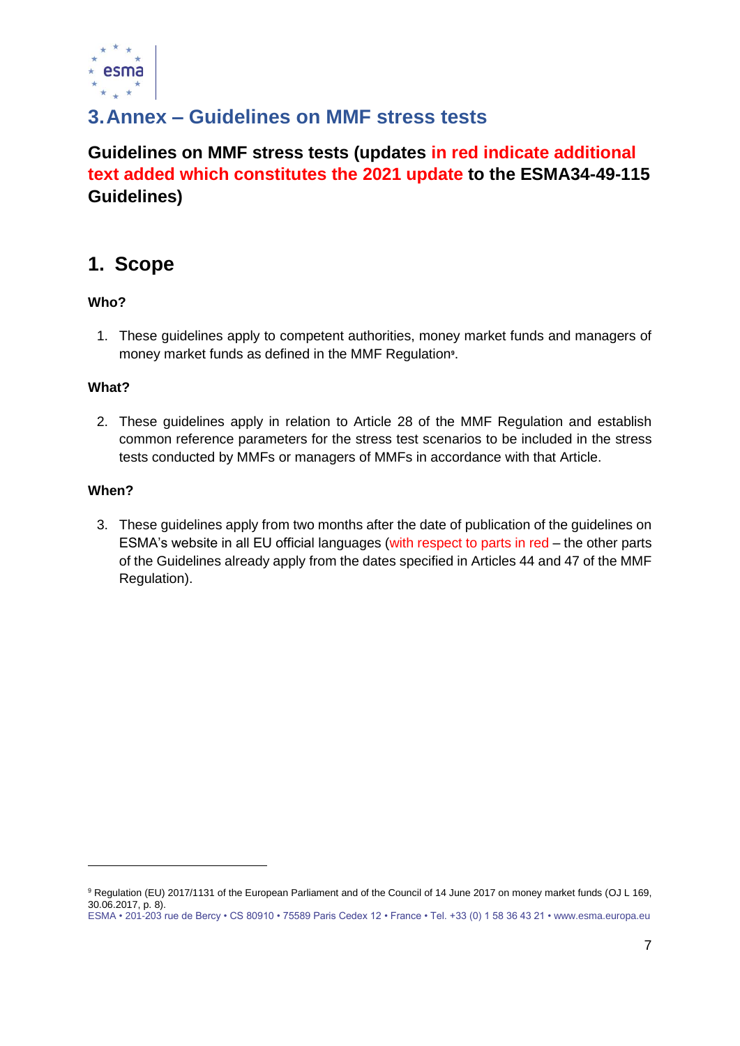# 3. Annex – Guidelines on MMF stress tests

**Guidelines on MMF stress tests (updates in red indicate additional text added which constitutes the 2021 update to the ESMA34-49-115 Guidelines)**

## 1. Scope

**Who?**

1. These guidelines apply to competent authorities, money market funds and managers of money market funds as defined in the MMF Regulation[9].

**What?**

2. These guidelines apply in relation to Article 28 of the MMF Regulation and establish common reference parameters for the stress test scenarios to be included in the stress tests conducted by MMFs or managers of MMFs in accordance with that Article.

**When?**

3. These guidelines apply from two months after the date of publication of the guidelines on ESMA's website in all EU official languages (with respect to parts in red – the other parts of the Guidelines already apply from the dates specified in Articles 44 and 47 of the MMF Regulation).

[9] Regulation (EU) 2017/1131 of the European Parliament and of the Council of 14 June 2017 on money market funds (OJ L 169, 30.06.2017, p. 8).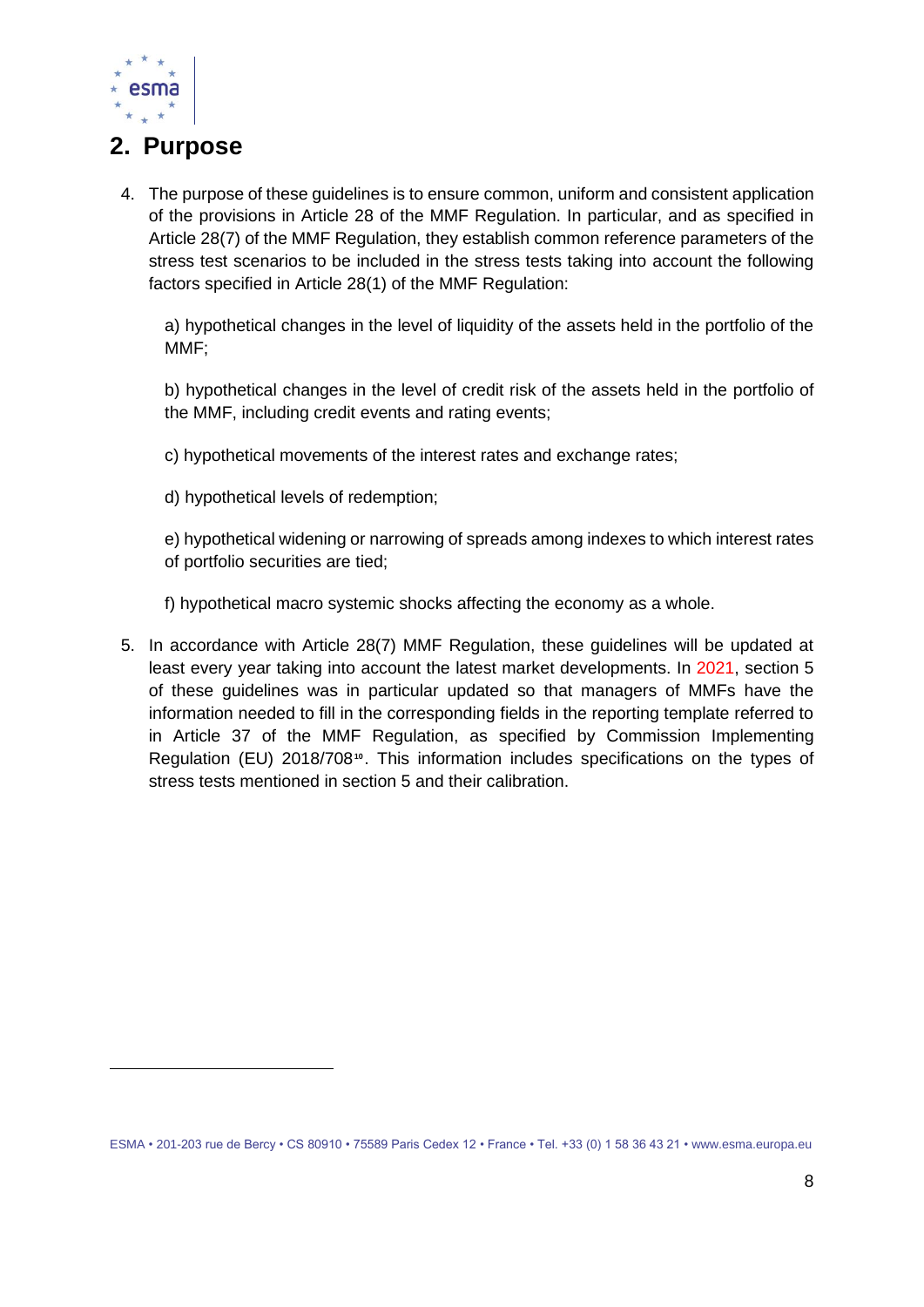## 2. Purpose

4. The purpose of these guidelines is to ensure common, uniform and consistent application of the provisions in Article 28 of the MMF Regulation. In particular, and as specified in Article 28(7) of the MMF Regulation, they establish common reference parameters of the stress test scenarios to be included in the stress tests taking into account the following factors specified in Article 28(1) of the MMF Regulation:

   a) hypothetical changes in the level of liquidity of the assets held in the portfolio of the MMF;

   b) hypothetical changes in the level of credit risk of the assets held in the portfolio of the MMF, including credit events and rating events;

   c) hypothetical movements of the interest rates and exchange rates;

   d) hypothetical levels of redemption;

   e) hypothetical widening or narrowing of spreads among indexes to which interest rates of portfolio securities are tied;

   f) hypothetical macro systemic shocks affecting the economy as a whole.

5. In accordance with Article 28(7) MMF Regulation, these guidelines will be updated at least every year taking into account the latest market developments. In 2021, section 5 of these guidelines was in particular updated so that managers of MMFs have the information needed to fill in the corresponding fields in the reporting template referred to in Article 37 of the MMF Regulation, as specified by Commission Implementing Regulation (EU) 2018/708[10]. This information includes specifications on the types of stress tests mentioned in section 5 and their calibration.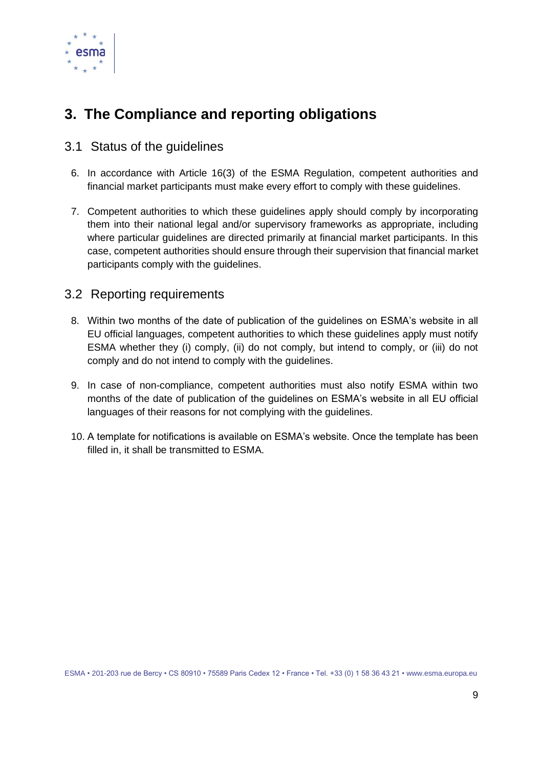# 3. The Compliance and reporting obligations

## 3.1 Status of the guidelines

6. In accordance with Article 16(3) of the ESMA Regulation, competent authorities and financial market participants must make every effort to comply with these guidelines.

7. Competent authorities to which these guidelines apply should comply by incorporating them into their national legal and/or supervisory frameworks as appropriate, including where particular guidelines are directed primarily at financial market participants. In this case, competent authorities should ensure through their supervision that financial market participants comply with the guidelines.

## 3.2 Reporting requirements

8. Within two months of the date of publication of the guidelines on ESMA's website in all EU official languages, competent authorities to which these guidelines apply must notify ESMA whether they (i) comply, (ii) do not comply, but intend to comply, or (iii) do not comply and do not intend to comply with the guidelines.

9. In case of non-compliance, competent authorities must also notify ESMA within two months of the date of publication of the guidelines on ESMA's website in all EU official languages of their reasons for not complying with the guidelines.

10. A template for notifications is available on ESMA's website. Once the template has been filled in, it shall be transmitted to ESMA.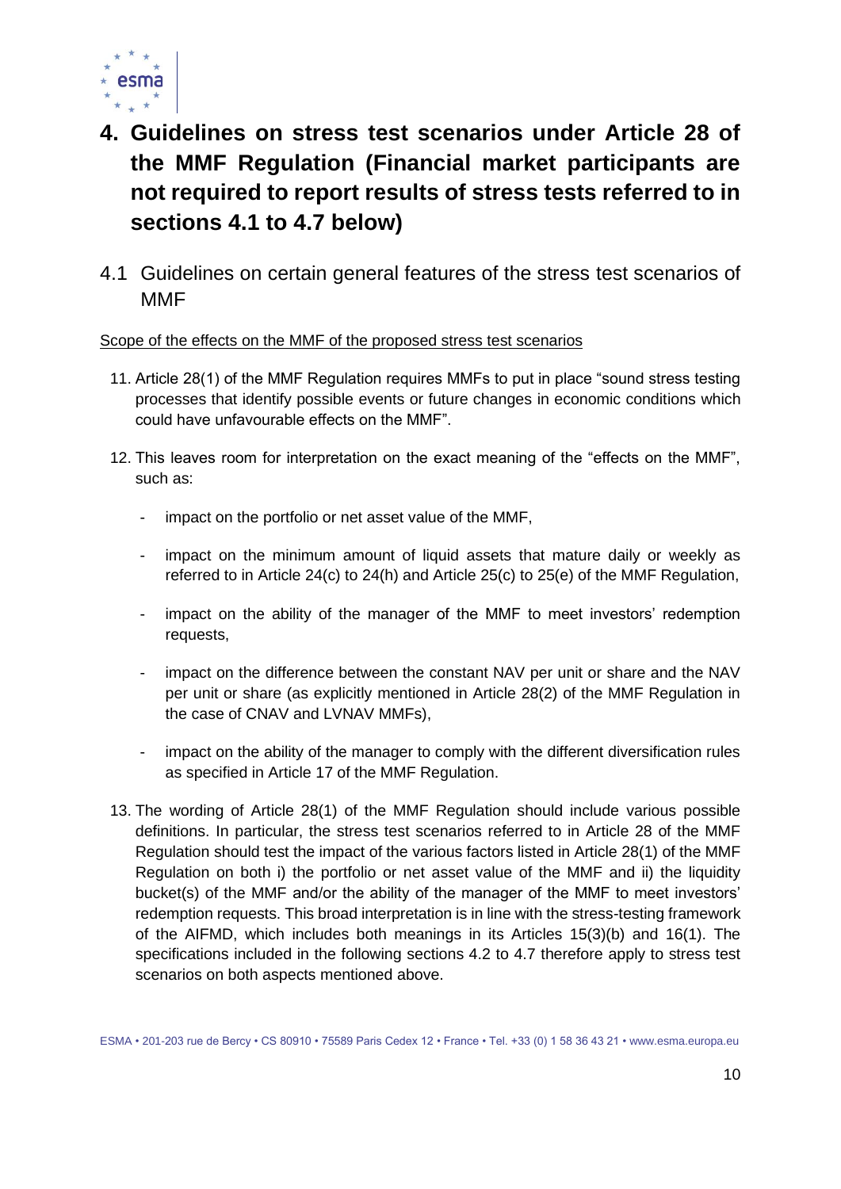# 4. Guidelines on stress test scenarios under Article 28 of the MMF Regulation (Financial market participants are not required to report results of stress tests referred to in sections 4.1 to 4.7 below)

## 4.1 Guidelines on certain general features of the stress test scenarios of MMF

<u>Scope of the effects on the MMF of the proposed stress test scenarios</u>

11. Article 28(1) of the MMF Regulation requires MMFs to put in place "sound stress testing processes that identify possible events or future changes in economic conditions which could have unfavourable effects on the MMF".

12. This leaves room for interpretation on the exact meaning of the "effects on the MMF", such as:

    - impact on the portfolio or net asset value of the MMF,

    - impact on the minimum amount of liquid assets that mature daily or weekly as referred to in Article 24(c) to 24(h) and Article 25(c) to 25(e) of the MMF Regulation,

    - impact on the ability of the manager of the MMF to meet investors' redemption requests,

    - impact on the difference between the constant NAV per unit or share and the NAV per unit or share (as explicitly mentioned in Article 28(2) of the MMF Regulation in the case of CNAV and LVNAV MMFs),

    - impact on the ability of the manager to comply with the different diversification rules as specified in Article 17 of the MMF Regulation.

13. The wording of Article 28(1) of the MMF Regulation should include various possible definitions. In particular, the stress test scenarios referred to in Article 28 of the MMF Regulation should test the impact of the various factors listed in Article 28(1) of the MMF Regulation on both i) the portfolio or net asset value of the MMF and ii) the liquidity bucket(s) of the MMF and/or the ability of the manager of the MMF to meet investors' redemption requests. This broad interpretation is in line with the stress-testing framework of the AIFMD, which includes both meanings in its Articles 15(3)(b) and 16(1). The specifications included in the following sections 4.2 to 4.7 therefore apply to stress test scenarios on both aspects mentioned above.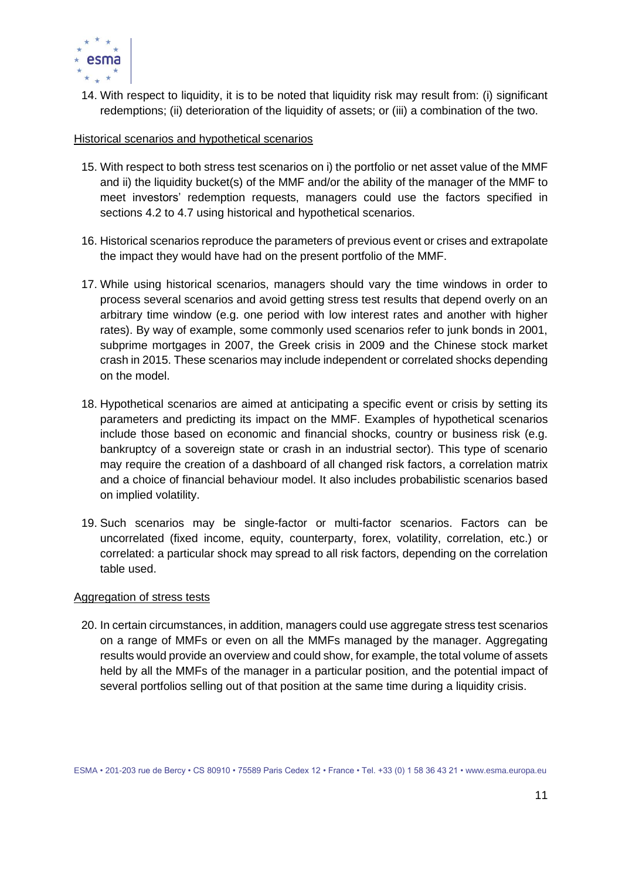14. With respect to liquidity, it is to be noted that liquidity risk may result from: (i) significant redemptions; (ii) deterioration of the liquidity of assets; or (iii) a combination of the two.

<u>Historical scenarios and hypothetical scenarios</u>

15. With respect to both stress test scenarios on i) the portfolio or net asset value of the MMF and ii) the liquidity bucket(s) of the MMF and/or the ability of the manager of the MMF to meet investors' redemption requests, managers could use the factors specified in sections 4.2 to 4.7 using historical and hypothetical scenarios.

16. Historical scenarios reproduce the parameters of previous event or crises and extrapolate the impact they would have had on the present portfolio of the MMF.

17. While using historical scenarios, managers should vary the time windows in order to process several scenarios and avoid getting stress test results that depend overly on an arbitrary time window (e.g. one period with low interest rates and another with higher rates). By way of example, some commonly used scenarios refer to junk bonds in 2001, subprime mortgages in 2007, the Greek crisis in 2009 and the Chinese stock market crash in 2015. These scenarios may include independent or correlated shocks depending on the model.

18. Hypothetical scenarios are aimed at anticipating a specific event or crisis by setting its parameters and predicting its impact on the MMF. Examples of hypothetical scenarios include those based on economic and financial shocks, country or business risk (e.g. bankruptcy of a sovereign state or crash in an industrial sector). This type of scenario may require the creation of a dashboard of all changed risk factors, a correlation matrix and a choice of financial behaviour model. It also includes probabilistic scenarios based on implied volatility.

19. Such scenarios may be single-factor or multi-factor scenarios. Factors can be uncorrelated (fixed income, equity, counterparty, forex, volatility, correlation, etc.) or correlated: a particular shock may spread to all risk factors, depending on the correlation table used.

<u>Aggregation of stress tests</u>

20. In certain circumstances, in addition, managers could use aggregate stress test scenarios on a range of MMFs or even on all the MMFs managed by the manager. Aggregating results would provide an overview and could show, for example, the total volume of assets held by all the MMFs of the manager in a particular position, and the potential impact of several portfolios selling out of that position at the same time during a liquidity crisis.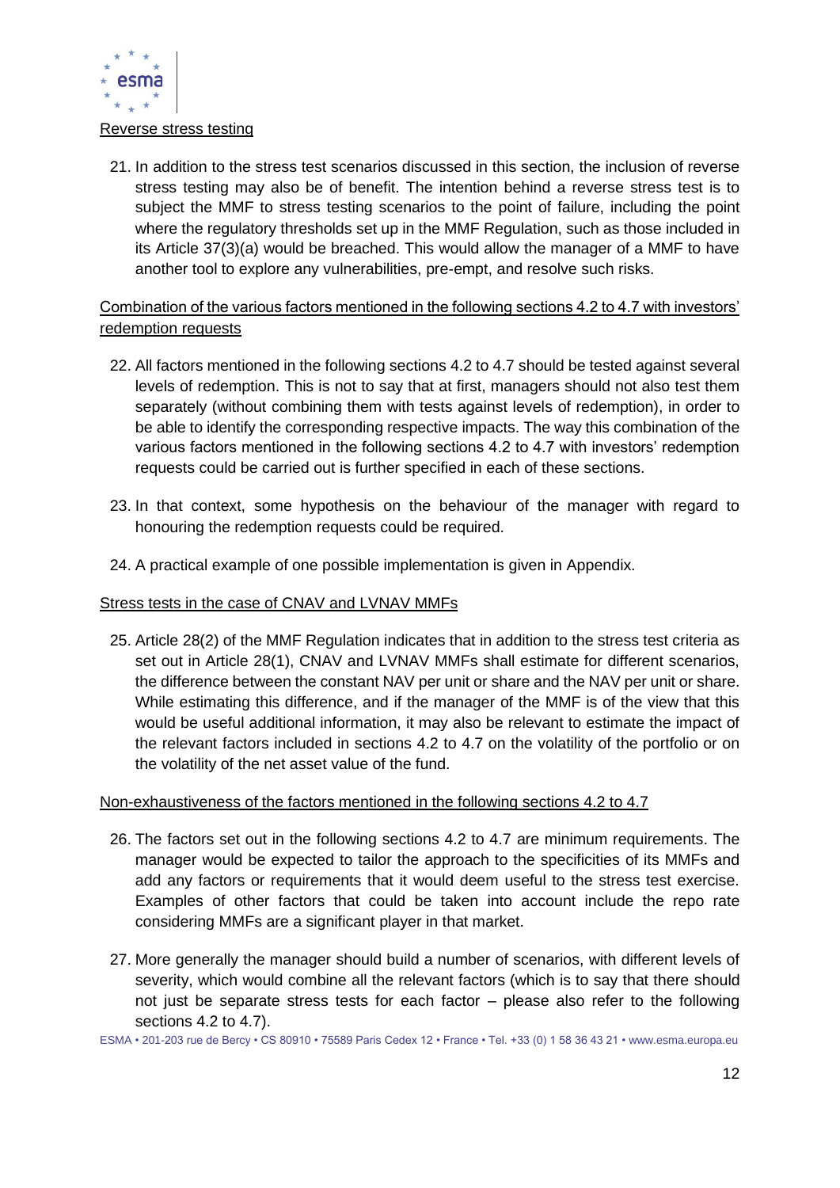Reverse stress testing

21. In addition to the stress test scenarios discussed in this section, the inclusion of reverse stress testing may also be of benefit. The intention behind a reverse stress test is to subject the MMF to stress testing scenarios to the point of failure, including the point where the regulatory thresholds set up in the MMF Regulation, such as those included in its Article 37(3)(a) would be breached. This would allow the manager of a MMF to have another tool to explore any vulnerabilities, pre-empt, and resolve such risks.

Combination of the various factors mentioned in the following sections 4.2 to 4.7 with investors' redemption requests

22. All factors mentioned in the following sections 4.2 to 4.7 should be tested against several levels of redemption. This is not to say that at first, managers should not also test them separately (without combining them with tests against levels of redemption), in order to be able to identify the corresponding respective impacts. The way this combination of the various factors mentioned in the following sections 4.2 to 4.7 with investors' redemption requests could be carried out is further specified in each of these sections.

23. In that context, some hypothesis on the behaviour of the manager with regard to honouring the redemption requests could be required.

24. A practical example of one possible implementation is given in Appendix.

Stress tests in the case of CNAV and LVNAV MMFs

25. Article 28(2) of the MMF Regulation indicates that in addition to the stress test criteria as set out in Article 28(1), CNAV and LVNAV MMFs shall estimate for different scenarios, the difference between the constant NAV per unit or share and the NAV per unit or share. While estimating this difference, and if the manager of the MMF is of the view that this would be useful additional information, it may also be relevant to estimate the impact of the relevant factors included in sections 4.2 to 4.7 on the volatility of the portfolio or on the volatility of the net asset value of the fund.

Non-exhaustiveness of the factors mentioned in the following sections 4.2 to 4.7

26. The factors set out in the following sections 4.2 to 4.7 are minimum requirements. The manager would be expected to tailor the approach to the specificities of its MMFs and add any factors or requirements that it would deem useful to the stress test exercise. Examples of other factors that could be taken into account include the repo rate considering MMFs are a significant player in that market.

27. More generally the manager should build a number of scenarios, with different levels of severity, which would combine all the relevant factors (which is to say that there should not just be separate stress tests for each factor – please also refer to the following sections 4.2 to 4.7).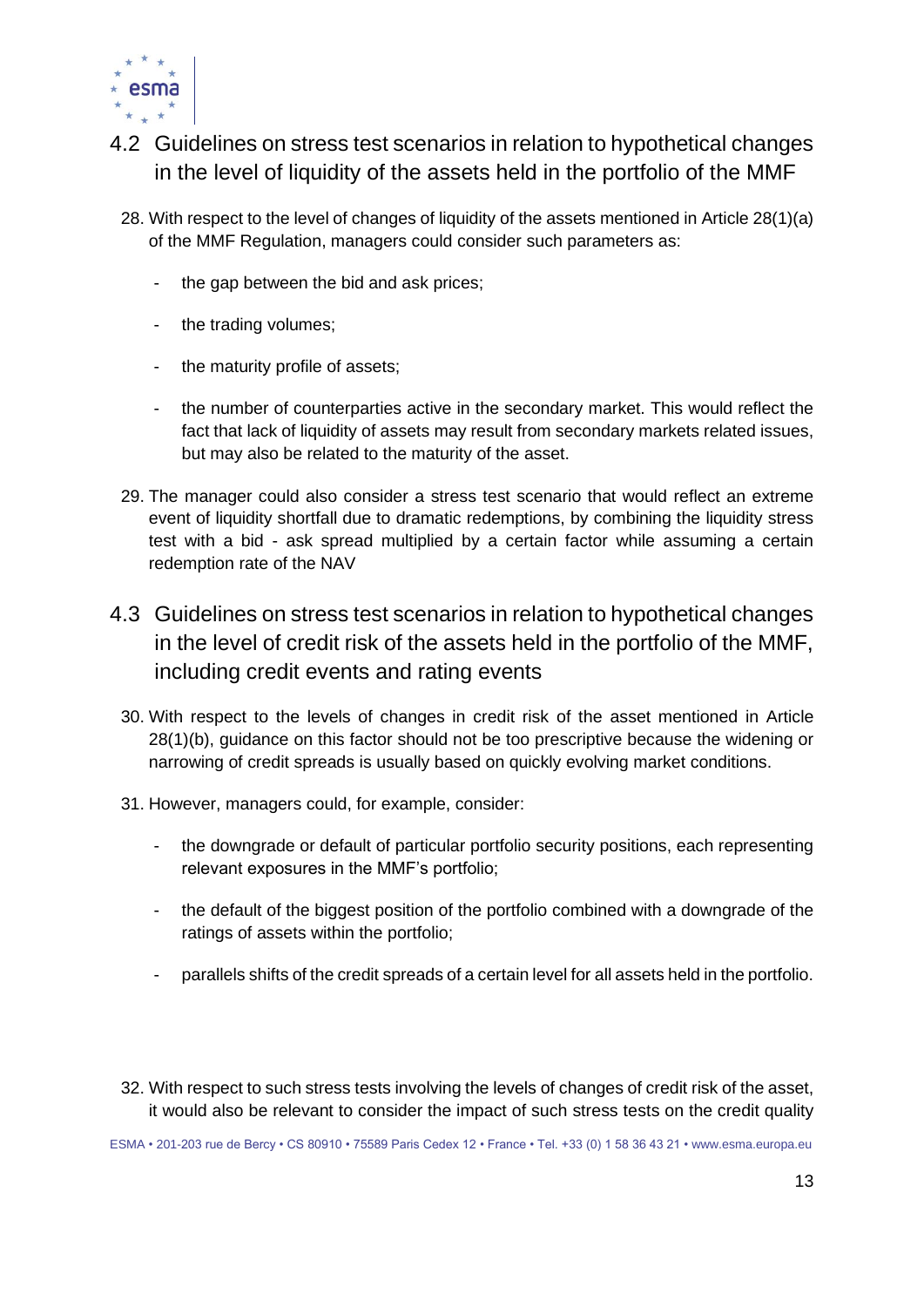## 4.2 Guidelines on stress test scenarios in relation to hypothetical changes in the level of liquidity of the assets held in the portfolio of the MMF

28. With respect to the level of changes of liquidity of the assets mentioned in Article 28(1)(a) of the MMF Regulation, managers could consider such parameters as:

    - the gap between the bid and ask prices;
    - the trading volumes;
    - the maturity profile of assets;
    - the number of counterparties active in the secondary market. This would reflect the fact that lack of liquidity of assets may result from secondary markets related issues, but may also be related to the maturity of the asset.

29. The manager could also consider a stress test scenario that would reflect an extreme event of liquidity shortfall due to dramatic redemptions, by combining the liquidity stress test with a bid - ask spread multiplied by a certain factor while assuming a certain redemption rate of the NAV

## 4.3 Guidelines on stress test scenarios in relation to hypothetical changes in the level of credit risk of the assets held in the portfolio of the MMF, including credit events and rating events

30. With respect to the levels of changes in credit risk of the asset mentioned in Article 28(1)(b), guidance on this factor should not be too prescriptive because the widening or narrowing of credit spreads is usually based on quickly evolving market conditions.

31. However, managers could, for example, consider:

    - the downgrade or default of particular portfolio security positions, each representing relevant exposures in the MMF's portfolio;
    - the default of the biggest position of the portfolio combined with a downgrade of the ratings of assets within the portfolio;
    - parallels shifts of the credit spreads of a certain level for all assets held in the portfolio.

32. With respect to such stress tests involving the levels of changes of credit risk of the asset, it would also be relevant to consider the impact of such stress tests on the credit quality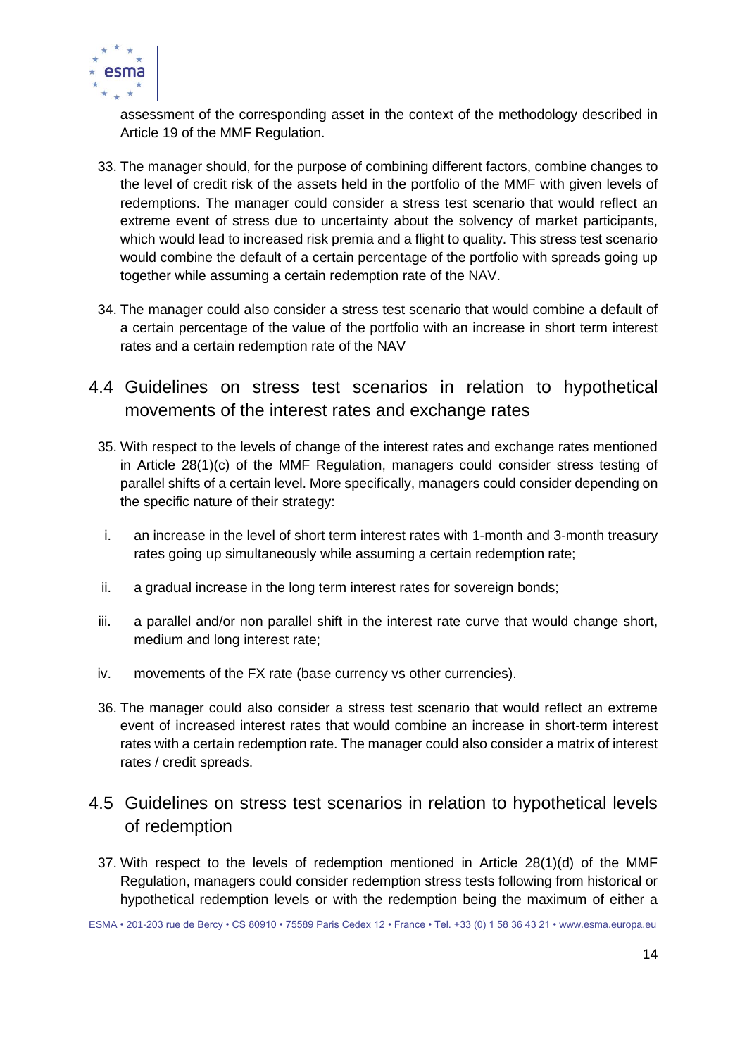assessment of the corresponding asset in the context of the methodology described in Article 19 of the MMF Regulation.

33. The manager should, for the purpose of combining different factors, combine changes to the level of credit risk of the assets held in the portfolio of the MMF with given levels of redemptions. The manager could consider a stress test scenario that would reflect an extreme event of stress due to uncertainty about the solvency of market participants, which would lead to increased risk premia and a flight to quality. This stress test scenario would combine the default of a certain percentage of the portfolio with spreads going up together while assuming a certain redemption rate of the NAV.

34. The manager could also consider a stress test scenario that would combine a default of a certain percentage of the value of the portfolio with an increase in short term interest rates and a certain redemption rate of the NAV

## 4.4 Guidelines on stress test scenarios in relation to hypothetical movements of the interest rates and exchange rates

35. With respect to the levels of change of the interest rates and exchange rates mentioned in Article 28(1)(c) of the MMF Regulation, managers could consider stress testing of parallel shifts of a certain level. More specifically, managers could consider depending on the specific nature of their strategy:

   i. an increase in the level of short term interest rates with 1-month and 3-month treasury rates going up simultaneously while assuming a certain redemption rate;

   ii. a gradual increase in the long term interest rates for sovereign bonds;

   iii. a parallel and/or non parallel shift in the interest rate curve that would change short, medium and long interest rate;

   iv. movements of the FX rate (base currency vs other currencies).

36. The manager could also consider a stress test scenario that would reflect an extreme event of increased interest rates that would combine an increase in short-term interest rates with a certain redemption rate. The manager could also consider a matrix of interest rates / credit spreads.

## 4.5 Guidelines on stress test scenarios in relation to hypothetical levels of redemption

37. With respect to the levels of redemption mentioned in Article 28(1)(d) of the MMF Regulation, managers could consider redemption stress tests following from historical or hypothetical redemption levels or with the redemption being the maximum of either a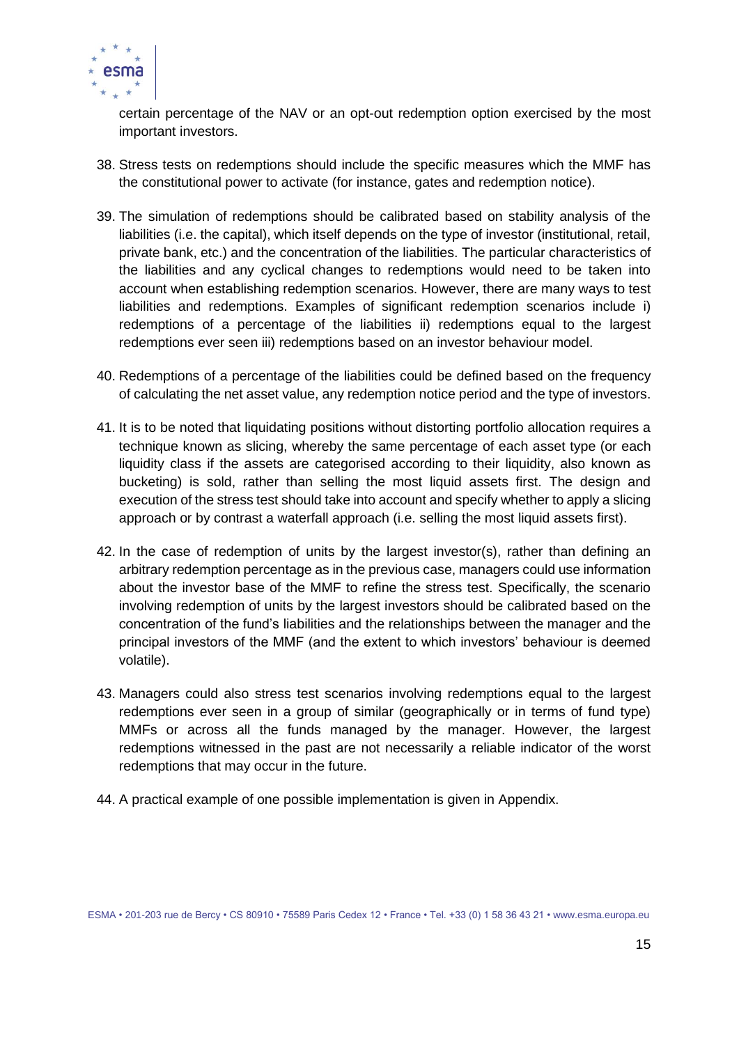certain percentage of the NAV or an opt-out redemption option exercised by the most important investors.

38. Stress tests on redemptions should include the specific measures which the MMF has the constitutional power to activate (for instance, gates and redemption notice).

39. The simulation of redemptions should be calibrated based on stability analysis of the liabilities (i.e. the capital), which itself depends on the type of investor (institutional, retail, private bank, etc.) and the concentration of the liabilities. The particular characteristics of the liabilities and any cyclical changes to redemptions would need to be taken into account when establishing redemption scenarios. However, there are many ways to test liabilities and redemptions. Examples of significant redemption scenarios include i) redemptions of a percentage of the liabilities ii) redemptions equal to the largest redemptions ever seen iii) redemptions based on an investor behaviour model.

40. Redemptions of a percentage of the liabilities could be defined based on the frequency of calculating the net asset value, any redemption notice period and the type of investors.

41. It is to be noted that liquidating positions without distorting portfolio allocation requires a technique known as slicing, whereby the same percentage of each asset type (or each liquidity class if the assets are categorised according to their liquidity, also known as bucketing) is sold, rather than selling the most liquid assets first. The design and execution of the stress test should take into account and specify whether to apply a slicing approach or by contrast a waterfall approach (i.e. selling the most liquid assets first).

42. In the case of redemption of units by the largest investor(s), rather than defining an arbitrary redemption percentage as in the previous case, managers could use information about the investor base of the MMF to refine the stress test. Specifically, the scenario involving redemption of units by the largest investors should be calibrated based on the concentration of the fund's liabilities and the relationships between the manager and the principal investors of the MMF (and the extent to which investors' behaviour is deemed volatile).

43. Managers could also stress test scenarios involving redemptions equal to the largest redemptions ever seen in a group of similar (geographically or in terms of fund type) MMFs or across all the funds managed by the manager. However, the largest redemptions witnessed in the past are not necessarily a reliable indicator of the worst redemptions that may occur in the future.

44. A practical example of one possible implementation is given in Appendix.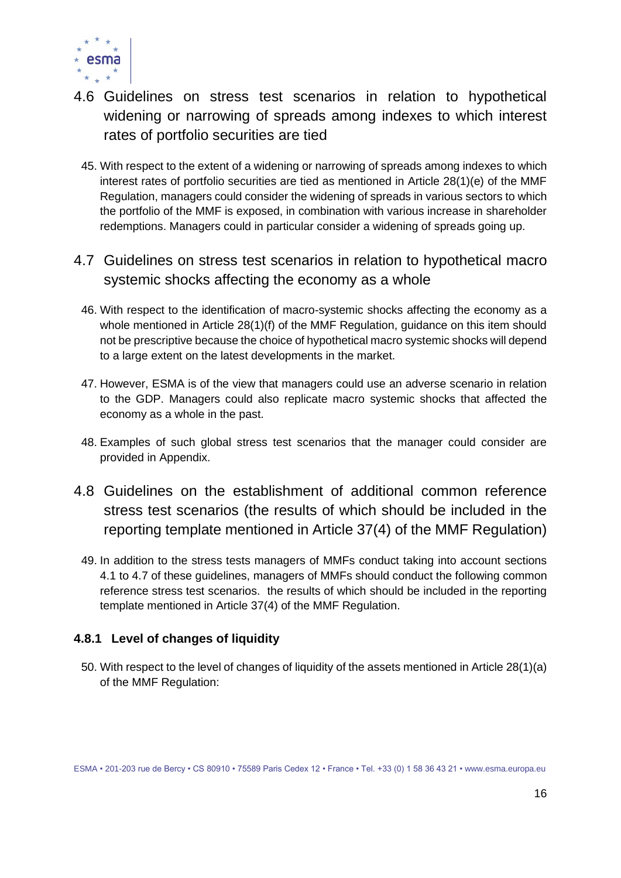## 4.6 Guidelines on stress test scenarios in relation to hypothetical widening or narrowing of spreads among indexes to which interest rates of portfolio securities are tied

45. With respect to the extent of a widening or narrowing of spreads among indexes to which interest rates of portfolio securities are tied as mentioned in Article 28(1)(e) of the MMF Regulation, managers could consider the widening of spreads in various sectors to which the portfolio of the MMF is exposed, in combination with various increase in shareholder redemptions. Managers could in particular consider a widening of spreads going up.

## 4.7 Guidelines on stress test scenarios in relation to hypothetical macro systemic shocks affecting the economy as a whole

46. With respect to the identification of macro-systemic shocks affecting the economy as a whole mentioned in Article 28(1)(f) of the MMF Regulation, guidance on this item should not be prescriptive because the choice of hypothetical macro systemic shocks will depend to a large extent on the latest developments in the market.

47. However, ESMA is of the view that managers could use an adverse scenario in relation to the GDP. Managers could also replicate macro systemic shocks that affected the economy as a whole in the past.

48. Examples of such global stress test scenarios that the manager could consider are provided in Appendix.

## 4.8 Guidelines on the establishment of additional common reference stress test scenarios (the results of which should be included in the reporting template mentioned in Article 37(4) of the MMF Regulation)

49. In addition to the stress tests managers of MMFs conduct taking into account sections 4.1 to 4.7 of these guidelines, managers of MMFs should conduct the following common reference stress test scenarios. the results of which should be included in the reporting template mentioned in Article 37(4) of the MMF Regulation.

### 4.8.1 Level of changes of liquidity

50. With respect to the level of changes of liquidity of the assets mentioned in Article 28(1)(a) of the MMF Regulation: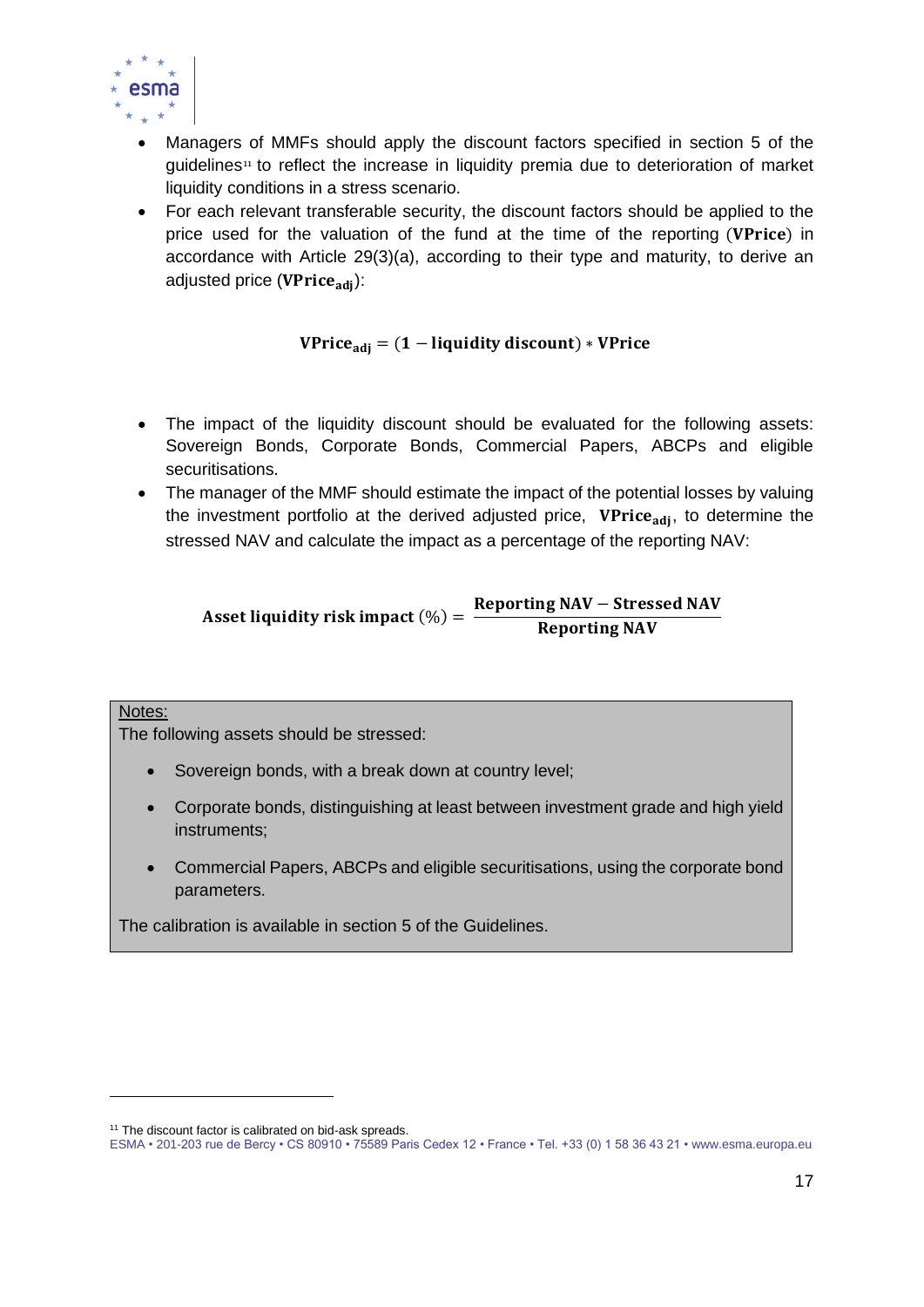- Managers of MMFs should apply the discount factors specified in section 5 of the guidelines[11] to reflect the increase in liquidity premia due to deterioration of market liquidity conditions in a stress scenario.
- For each relevant transferable security, the discount factors should be applied to the price used for the valuation of the fund at the time of the reporting ($\mathbf{VPrice}$) in accordance with Article 29(3)(a), according to their type and maturity, to derive an adjusted price ($\mathbf{VPrice_{adj}}$):

$$\mathbf{VPrice_{adj}} = (\mathbf{1} - \mathbf{liquidity\ discount}) * \mathbf{VPrice}$$

- The impact of the liquidity discount should be evaluated for the following assets: Sovereign Bonds, Corporate Bonds, Commercial Papers, ABCPs and eligible securitisations.
- The manager of the MMF should estimate the impact of the potential losses by valuing the investment portfolio at the derived adjusted price, $\mathbf{VPrice_{adj}}$, to determine the stressed NAV and calculate the impact as a percentage of the reporting NAV:

$$\mathbf{Asset\ liquidity\ risk\ impact}\ (\%) = \frac{\mathbf{Reporting\ NAV} - \mathbf{Stressed\ NAV}}{\mathbf{Reporting\ NAV}}$$

> Notes:
>
> The following assets should be stressed:
>
> - Sovereign bonds, with a break down at country level;
> - Corporate bonds, distinguishing at least between investment grade and high yield instruments;
> - Commercial Papers, ABCPs and eligible securitisations, using the corporate bond parameters.
>
> The calibration is available in section 5 of the Guidelines.

[11] The discount factor is calibrated on bid-ask spreads.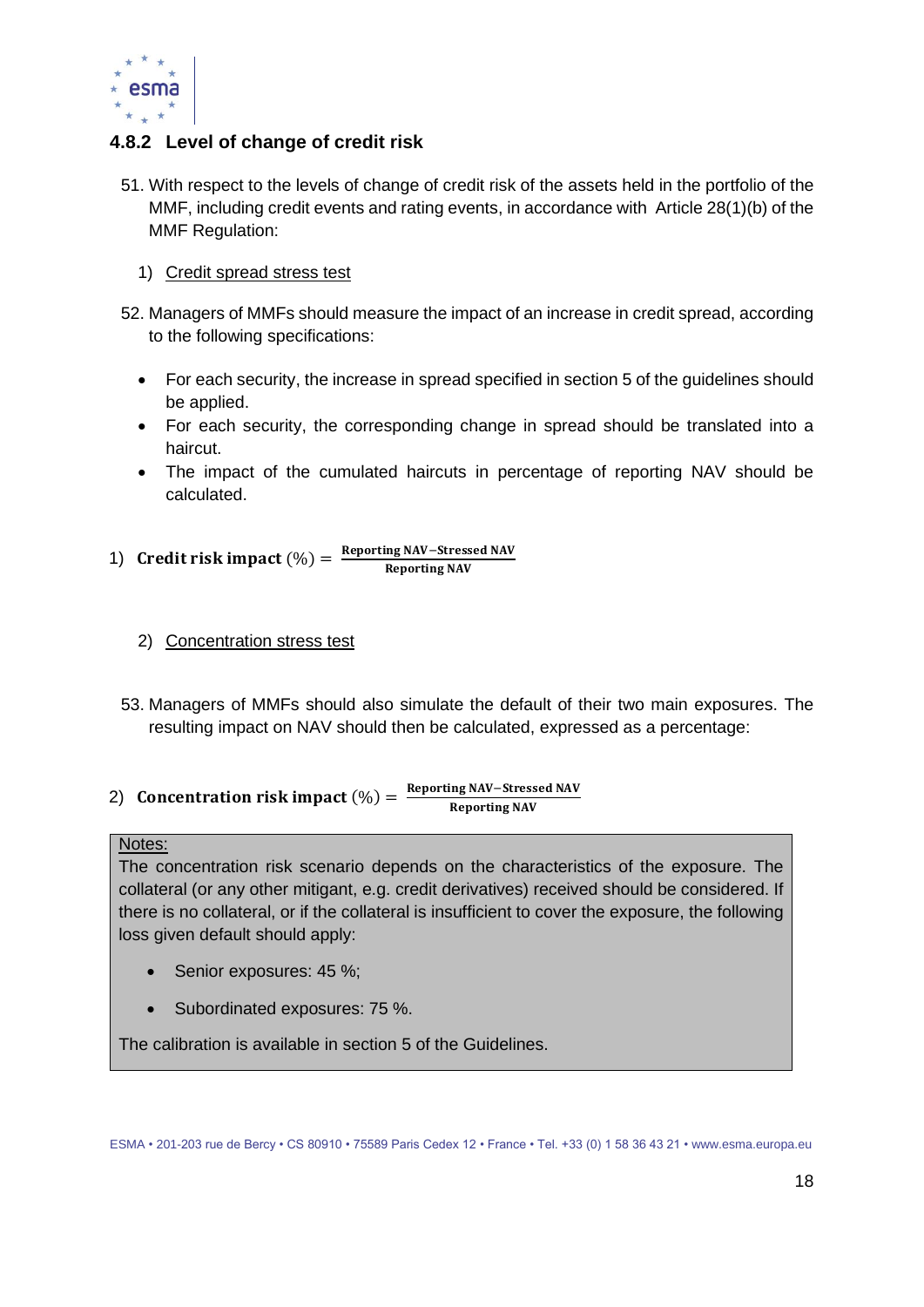### 4.8.2 Level of change of credit risk

51. With respect to the levels of change of credit risk of the assets held in the portfolio of the MMF, including credit events and rating events, in accordance with Article 28(1)(b) of the MMF Regulation:

   1) Credit spread stress test

52. Managers of MMFs should measure the impact of an increase in credit spread, according to the following specifications:

   - For each security, the increase in spread specified in section 5 of the guidelines should be applied.
   - For each security, the corresponding change in spread should be translated into a haircut.
   - The impact of the cumulated haircuts in percentage of reporting NAV should be calculated.

1) $$\textbf{Credit risk impact}\ (\%) = \frac{\textbf{Reporting NAV} - \textbf{Stressed NAV}}{\textbf{Reporting NAV}}$$

   2) Concentration stress test

53. Managers of MMFs should also simulate the default of their two main exposures. The resulting impact on NAV should then be calculated, expressed as a percentage:

2) $$\textbf{Concentration risk impact}\ (\%) = \frac{\textbf{Reporting NAV} - \textbf{Stressed NAV}}{\textbf{Reporting NAV}}$$

> Notes:
>
> The concentration risk scenario depends on the characteristics of the exposure. The collateral (or any other mitigant, e.g. credit derivatives) received should be considered. If there is no collateral, or if the collateral is insufficient to cover the exposure, the following loss given default should apply:
>
> - Senior exposures: 45 %;
> - Subordinated exposures: 75 %.
>
> The calibration is available in section 5 of the Guidelines.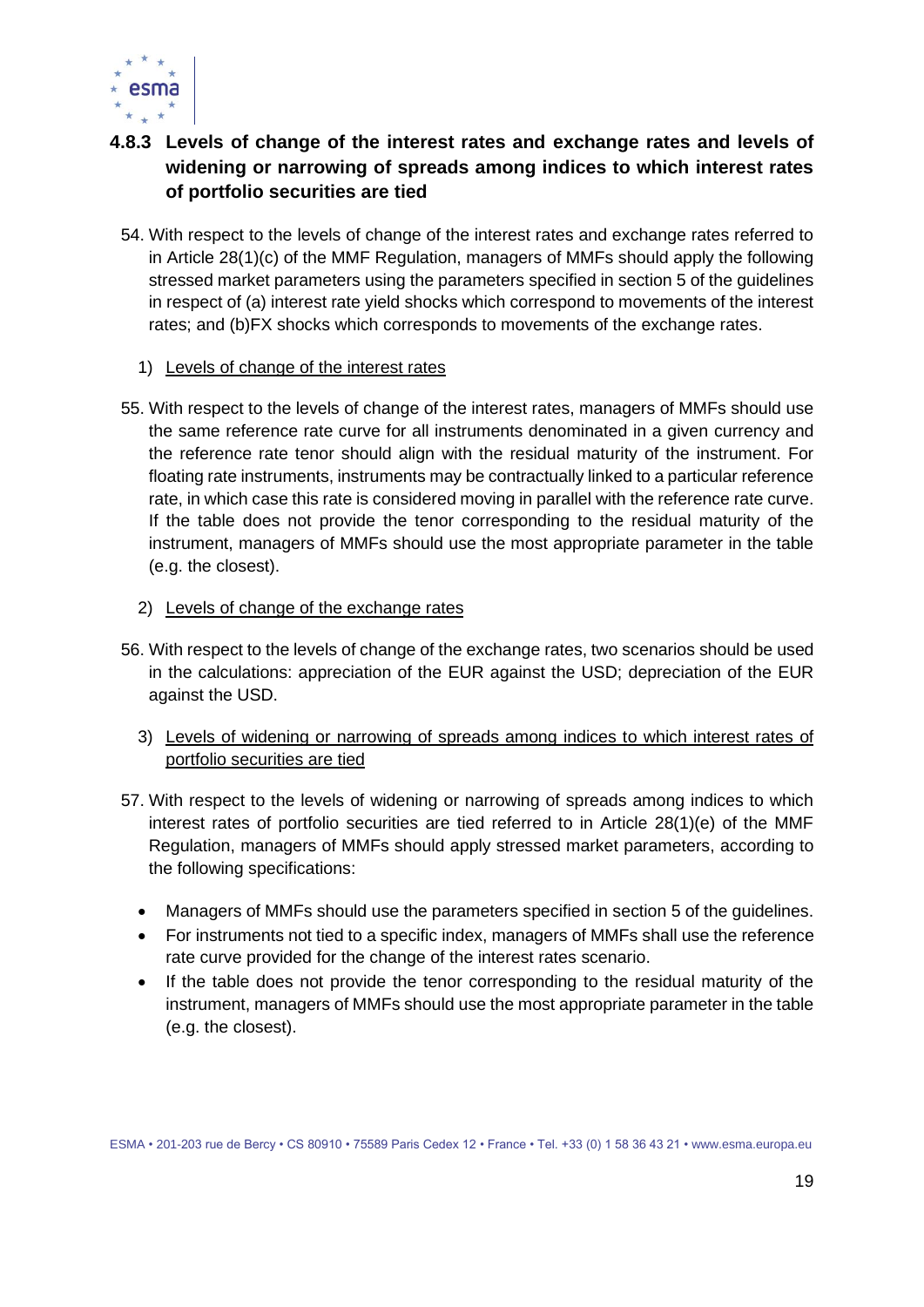### 4.8.3 Levels of change of the interest rates and exchange rates and levels of widening or narrowing of spreads among indices to which interest rates of portfolio securities are tied

54. With respect to the levels of change of the interest rates and exchange rates referred to in Article 28(1)(c) of the MMF Regulation, managers of MMFs should apply the following stressed market parameters using the parameters specified in section 5 of the guidelines in respect of (a) interest rate yield shocks which correspond to movements of the interest rates; and (b)FX shocks which corresponds to movements of the exchange rates.

   1) <u>Levels of change of the interest rates</u>

55. With respect to the levels of change of the interest rates, managers of MMFs should use the same reference rate curve for all instruments denominated in a given currency and the reference rate tenor should align with the residual maturity of the instrument. For floating rate instruments, instruments may be contractually linked to a particular reference rate, in which case this rate is considered moving in parallel with the reference rate curve. If the table does not provide the tenor corresponding to the residual maturity of the instrument, managers of MMFs should use the most appropriate parameter in the table (e.g. the closest).

   2) <u>Levels of change of the exchange rates</u>

56. With respect to the levels of change of the exchange rates, two scenarios should be used in the calculations: appreciation of the EUR against the USD; depreciation of the EUR against the USD.

   3) <u>Levels of widening or narrowing of spreads among indices to which interest rates of portfolio securities are tied</u>

57. With respect to the levels of widening or narrowing of spreads among indices to which interest rates of portfolio securities are tied referred to in Article 28(1)(e) of the MMF Regulation, managers of MMFs should apply stressed market parameters, according to the following specifications:

- Managers of MMFs should use the parameters specified in section 5 of the guidelines.
- For instruments not tied to a specific index, managers of MMFs shall use the reference rate curve provided for the change of the interest rates scenario.
- If the table does not provide the tenor corresponding to the residual maturity of the instrument, managers of MMFs should use the most appropriate parameter in the table (e.g. the closest).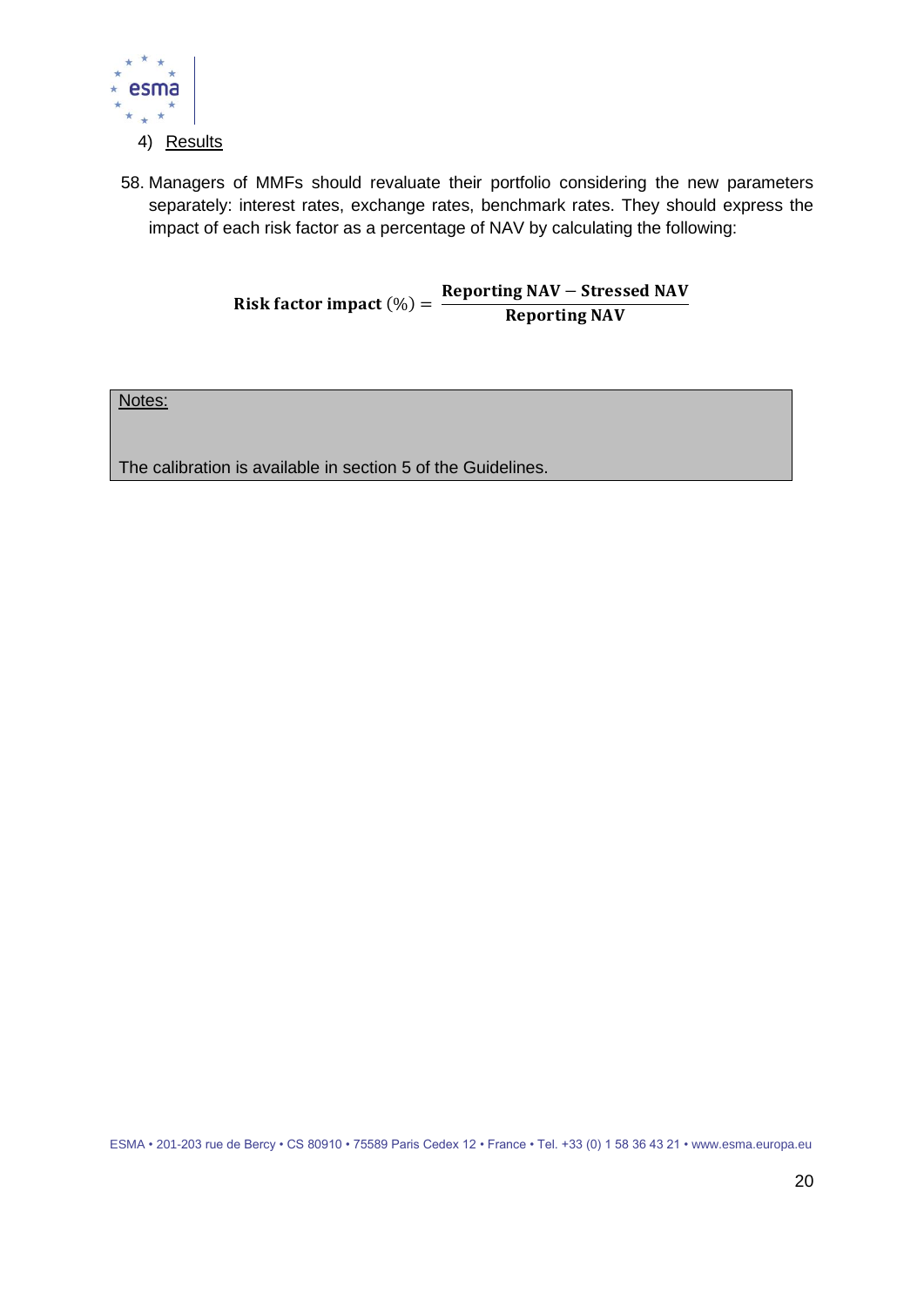4) Results

58. Managers of MMFs should revaluate their portfolio considering the new parameters separately: interest rates, exchange rates, benchmark rates. They should express the impact of each risk factor as a percentage of NAV by calculating the following:

$$\textbf{Risk factor impact}\ (\%) = \frac{\textbf{Reporting NAV} - \textbf{Stressed NAV}}{\textbf{Reporting NAV}}$$

| Notes: |
|---|
| The calibration is available in section 5 of the Guidelines. |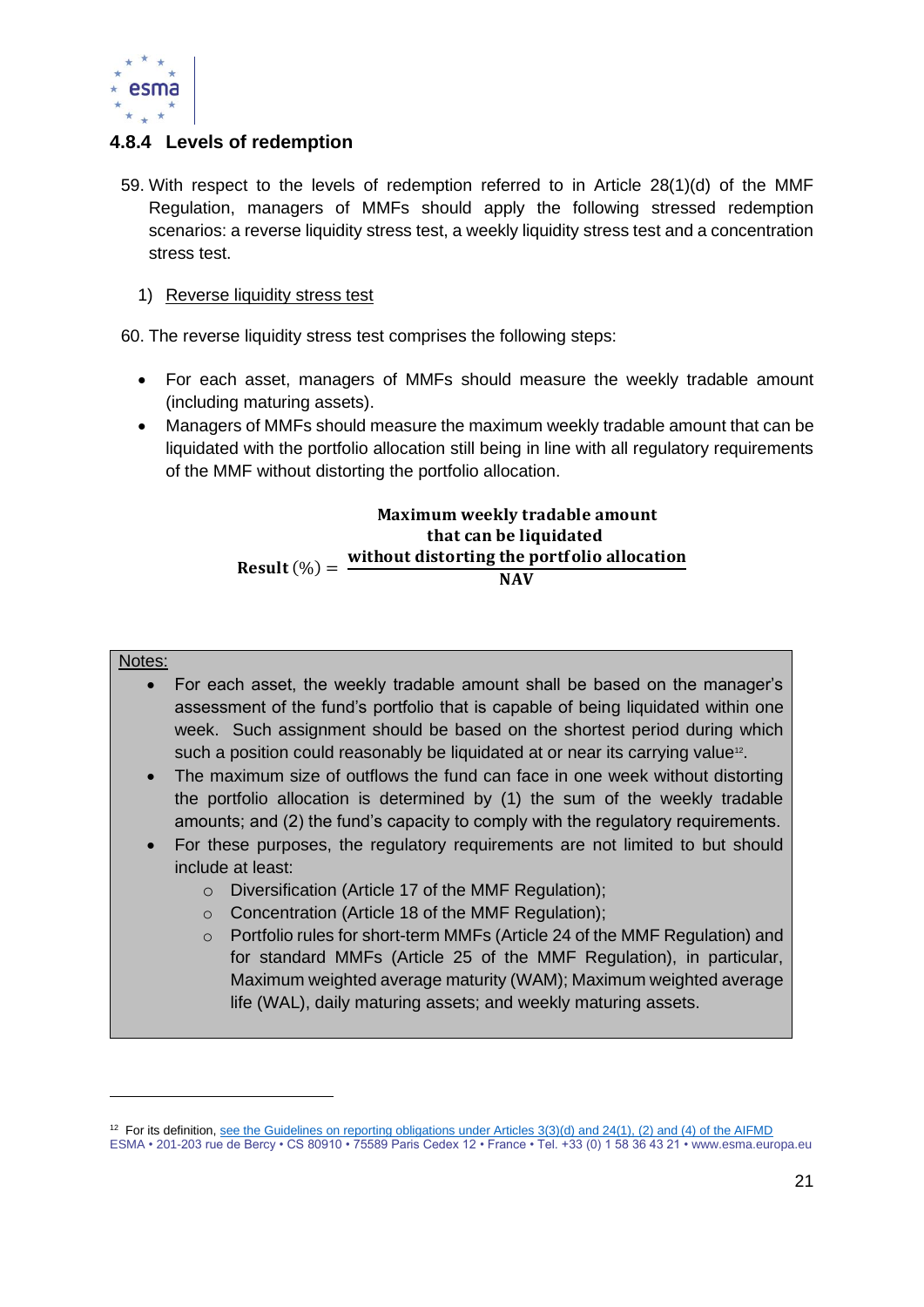### 4.8.4 Levels of redemption

59. With respect to the levels of redemption referred to in Article 28(1)(d) of the MMF Regulation, managers of MMFs should apply the following stressed redemption scenarios: a reverse liquidity stress test, a weekly liquidity stress test and a concentration stress test.

1) Reverse liquidity stress test

60. The reverse liquidity stress test comprises the following steps:

- For each asset, managers of MMFs should measure the weekly tradable amount (including maturing assets).
- Managers of MMFs should measure the maximum weekly tradable amount that can be liquidated with the portfolio allocation still being in line with all regulatory requirements of the MMF without distorting the portfolio allocation.

$$\textbf{Result}\,(\%) = \frac{\begin{array}{c}\textbf{Maximum weekly tradable amount}\\ \textbf{that can be liquidated}\\ \textbf{without distorting the portfolio allocation}\end{array}}{\textbf{NAV}}$$

> Notes:
>
> - For each asset, the weekly tradable amount shall be based on the manager's assessment of the fund's portfolio that is capable of being liquidated within one week. Such assignment should be based on the shortest period during which such a position could reasonably be liquidated at or near its carrying value[12].
> - The maximum size of outflows the fund can face in one week without distorting the portfolio allocation is determined by (1) the sum of the weekly tradable amounts; and (2) the fund's capacity to comply with the regulatory requirements.
> - For these purposes, the regulatory requirements are not limited to but should include at least:
>   - Diversification (Article 17 of the MMF Regulation);
>   - Concentration (Article 18 of the MMF Regulation);
>   - Portfolio rules for short-term MMFs (Article 24 of the MMF Regulation) and for standard MMFs (Article 25 of the MMF Regulation), in particular, Maximum weighted average maturity (WAM); Maximum weighted average life (WAL), daily maturing assets; and weekly maturing assets.

[12] For its definition, see the Guidelines on reporting obligations under Articles 3(3)(d) and 24(1), (2) and (4) of the AIFMD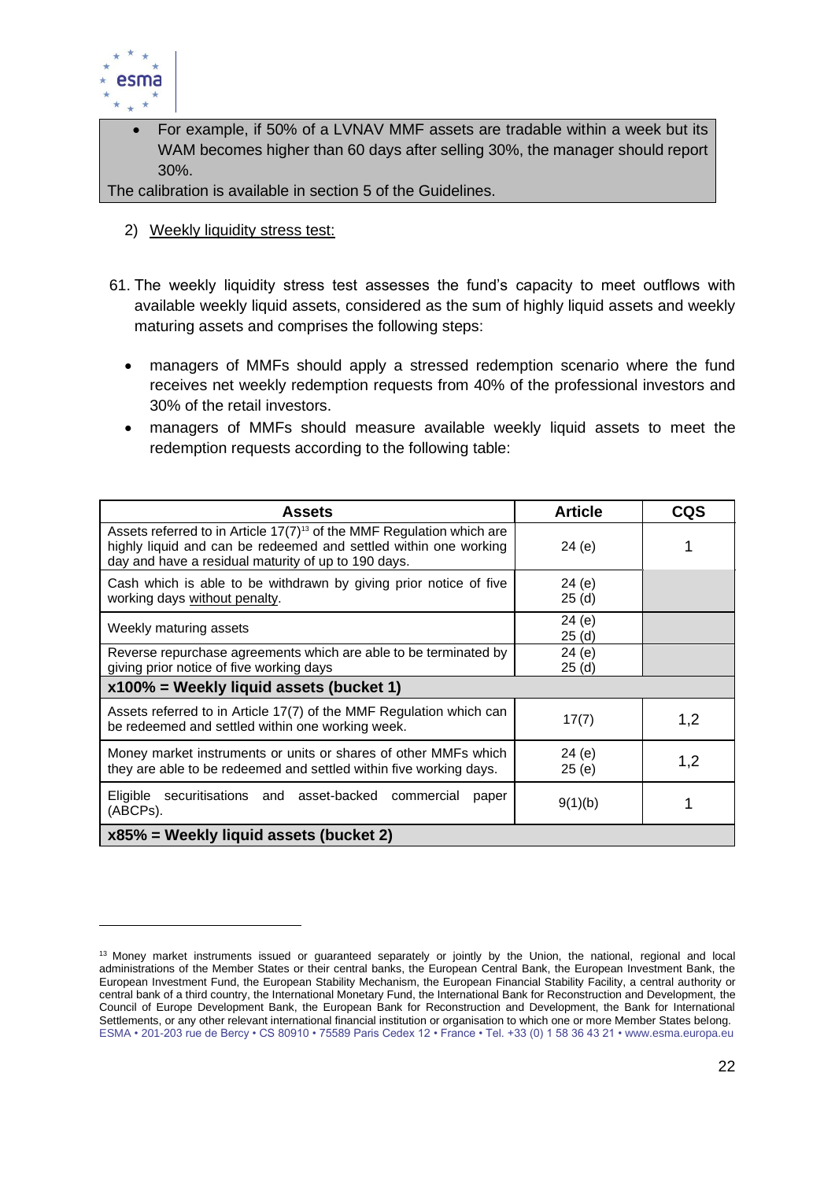- For example, if 50% of a LVNAV MMF assets are tradable within a week but its WAM becomes higher than 60 days after selling 30%, the manager should report 30%.

The calibration is available in section 5 of the Guidelines.

2) Weekly liquidity stress test:

61. The weekly liquidity stress test assesses the fund's capacity to meet outflows with available weekly liquid assets, considered as the sum of highly liquid assets and weekly maturing assets and comprises the following steps:

- managers of MMFs should apply a stressed redemption scenario where the fund receives net weekly redemption requests from 40% of the professional investors and 30% of the retail investors.
- managers of MMFs should measure available weekly liquid assets to meet the redemption requests according to the following table:

| Assets | Article | CQS |
|---|---|---|
| Assets referred to in Article 17(7)[13] of the MMF Regulation which are highly liquid and can be redeemed and settled within one working day and have a residual maturity of up to 190 days. | 24 (e) | 1 |
| Cash which is able to be withdrawn by giving prior notice of five working days without penalty. | 24 (e)<br>25 (d) | |
| Weekly maturing assets | 24 (e)<br>25 (d) | |
| Reverse repurchase agreements which are able to be terminated by giving prior notice of five working days | 24 (e)<br>25 (d) | |
| **x100% = Weekly liquid assets (bucket 1)** | | |
| Assets referred to in Article 17(7) of the MMF Regulation which can be redeemed and settled within one working week. | 17(7) | 1,2 |
| Money market instruments or units or shares of other MMFs which they are able to be redeemed and settled within five working days. | 24 (e)<br>25 (e) | 1,2 |
| Eligible securitisations and asset-backed commercial paper (ABCPs). | 9(1)(b) | 1 |
| **x85% = Weekly liquid assets (bucket 2)** | | |

[13] Money market instruments issued or guaranteed separately or jointly by the Union, the national, regional and local administrations of the Member States or their central banks, the European Central Bank, the European Investment Bank, the European Investment Fund, the European Stability Mechanism, the European Financial Stability Facility, a central authority or central bank of a third country, the International Monetary Fund, the International Bank for Reconstruction and Development, the Council of Europe Development Bank, the European Bank for Reconstruction and Development, the Bank for International Settlements, or any other relevant international financial institution or organisation to which one or more Member States belong.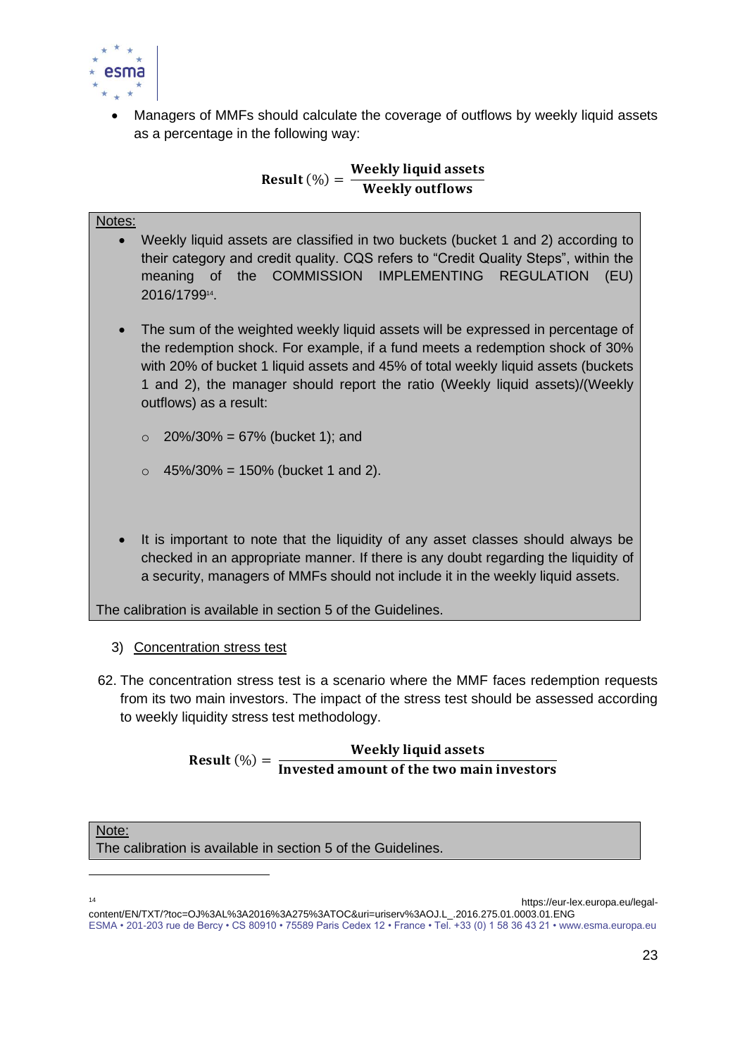- Managers of MMFs should calculate the coverage of outflows by weekly liquid assets as a percentage in the following way:

$$\textbf{Result}\ (\%) = \frac{\textbf{Weekly liquid assets}}{\textbf{Weekly outflows}}$$

> Notes:
>
> - Weekly liquid assets are classified in two buckets (bucket 1 and 2) according to their category and credit quality. CQS refers to "Credit Quality Steps", within the meaning of the COMMISSION IMPLEMENTING REGULATION (EU) 2016/1799[14].
> - The sum of the weighted weekly liquid assets will be expressed in percentage of the redemption shock. For example, if a fund meets a redemption shock of 30% with 20% of bucket 1 liquid assets and 45% of total weekly liquid assets (buckets 1 and 2), the manager should report the ratio (Weekly liquid assets)/(Weekly outflows) as a result:
>   - 20%/30% = 67% (bucket 1); and
>   - 45%/30% = 150% (bucket 1 and 2).
> - It is important to note that the liquidity of any asset classes should always be checked in an appropriate manner. If there is any doubt regarding the liquidity of a security, managers of MMFs should not include it in the weekly liquid assets.
>
> The calibration is available in section 5 of the Guidelines.

3) Concentration stress test

62. The concentration stress test is a scenario where the MMF faces redemption requests from its two main investors. The impact of the stress test should be assessed according to weekly liquidity stress test methodology.

$$\textbf{Result}\ (\%) = \frac{\textbf{Weekly liquid assets}}{\textbf{Invested amount of the two main investors}}$$

> Note:
> The calibration is available in section 5 of the Guidelines.

[14] https://eur-lex.europa.eu/legal-content/EN/TXT/?toc=OJ%3AL%3A2016%3A275%3ATOC&uri=uriserv%3AOJ.L_.2016.275.01.0003.01.ENG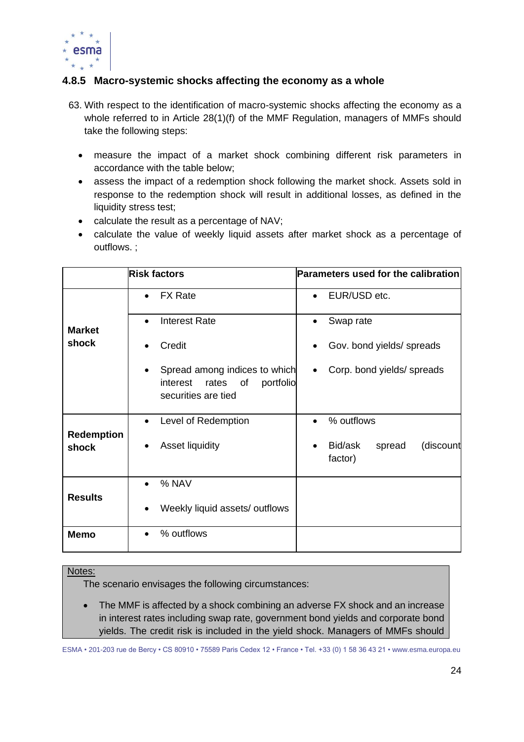### 4.8.5 Macro-systemic shocks affecting the economy as a whole

63. With respect to the identification of macro-systemic shocks affecting the economy as a whole referred to in Article 28(1)(f) of the MMF Regulation, managers of MMFs should take the following steps:

- measure the impact of a market shock combining different risk parameters in accordance with the table below;
- assess the impact of a redemption shock following the market shock. Assets sold in response to the redemption shock will result in additional losses, as defined in the liquidity stress test;
- calculate the result as a percentage of NAV;
- calculate the value of weekly liquid assets after market shock as a percentage of outflows. ;

| | Risk factors | Parameters used for the calibration |
|---|---|---|
| **Market shock** | • FX Rate | • EUR/USD etc. |
| | • Interest Rate<br>• Credit<br>• Spread among indices to which interest rates of portfolio securities are tied | • Swap rate<br>• Gov. bond yields/ spreads<br>• Corp. bond yields/ spreads |
| **Redemption shock** | • Level of Redemption<br>• Asset liquidity | • % outflows<br>• Bid/ask spread (discount factor) |
| **Results** | • % NAV<br>• Weekly liquid assets/ outflows | |
| **Memo** | • % outflows | |

Notes:

The scenario envisages the following circumstances:

- The MMF is affected by a shock combining an adverse FX shock and an increase in interest rates including swap rate, government bond yields and corporate bond yields. The credit risk is included in the yield shock. Managers of MMFs should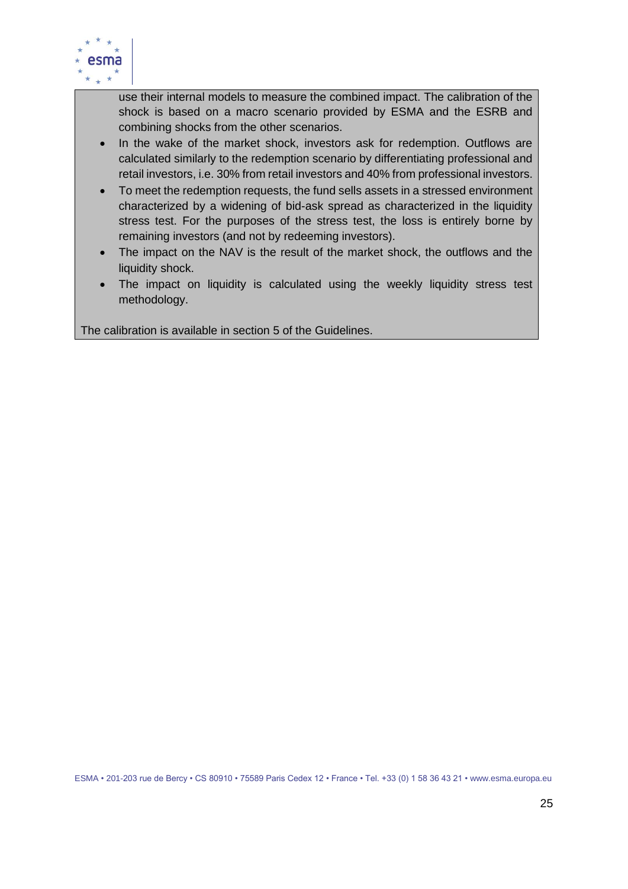use their internal models to measure the combined impact. The calibration of the shock is based on a macro scenario provided by ESMA and the ESRB and combining shocks from the other scenarios.

- In the wake of the market shock, investors ask for redemption. Outflows are calculated similarly to the redemption scenario by differentiating professional and retail investors, i.e. 30% from retail investors and 40% from professional investors.
- To meet the redemption requests, the fund sells assets in a stressed environment characterized by a widening of bid-ask spread as characterized in the liquidity stress test. For the purposes of the stress test, the loss is entirely borne by remaining investors (and not by redeeming investors).
- The impact on the NAV is the result of the market shock, the outflows and the liquidity shock.
- The impact on liquidity is calculated using the weekly liquidity stress test methodology.

The calibration is available in section 5 of the Guidelines.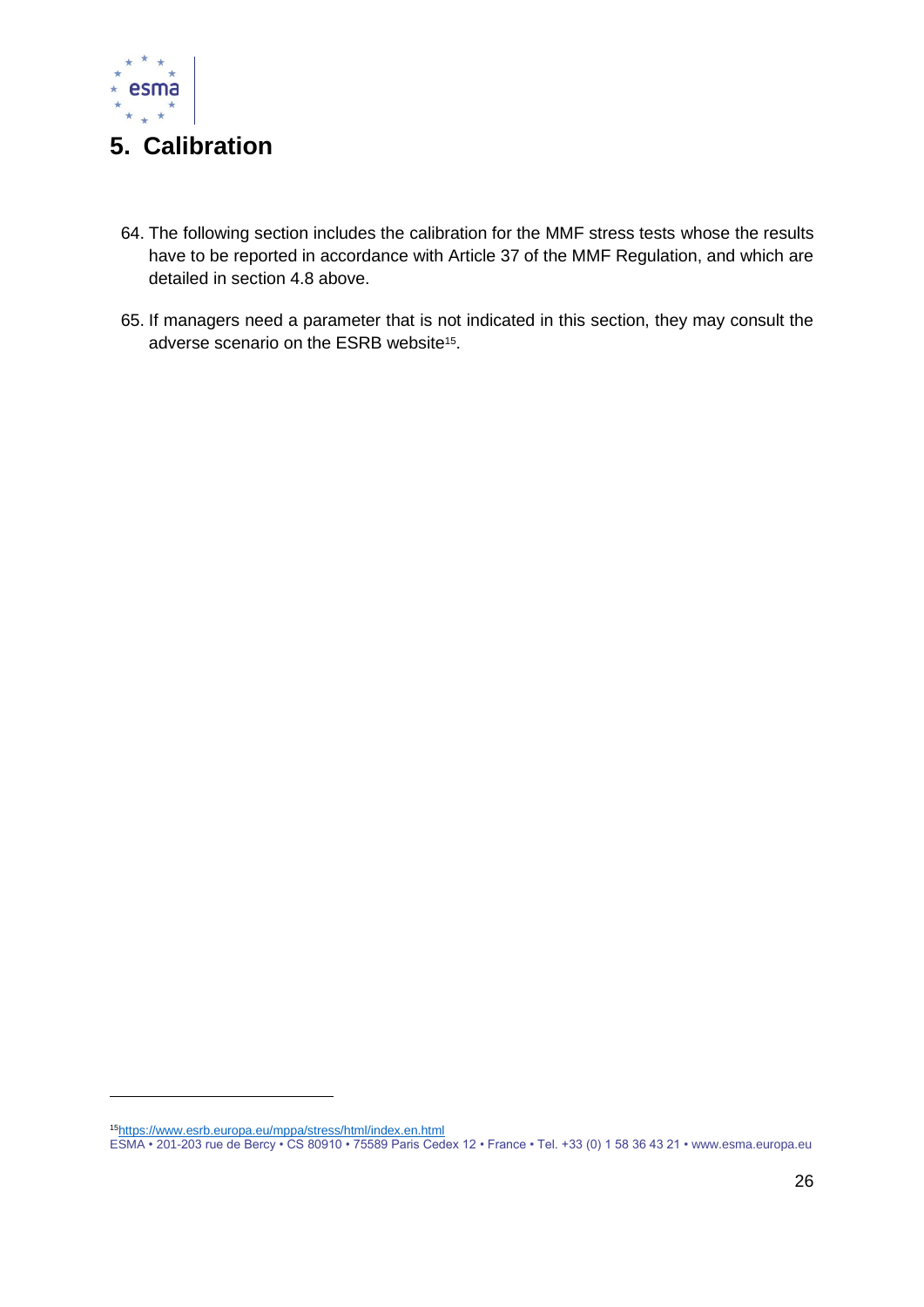# 5. Calibration

64. The following section includes the calibration for the MMF stress tests whose the results have to be reported in accordance with Article 37 of the MMF Regulation, and which are detailed in section 4.8 above.

65. If managers need a parameter that is not indicated in this section, they may consult the adverse scenario on the ESRB website[15].

[15] https://www.esrb.europa.eu/mppa/stress/html/index.en.html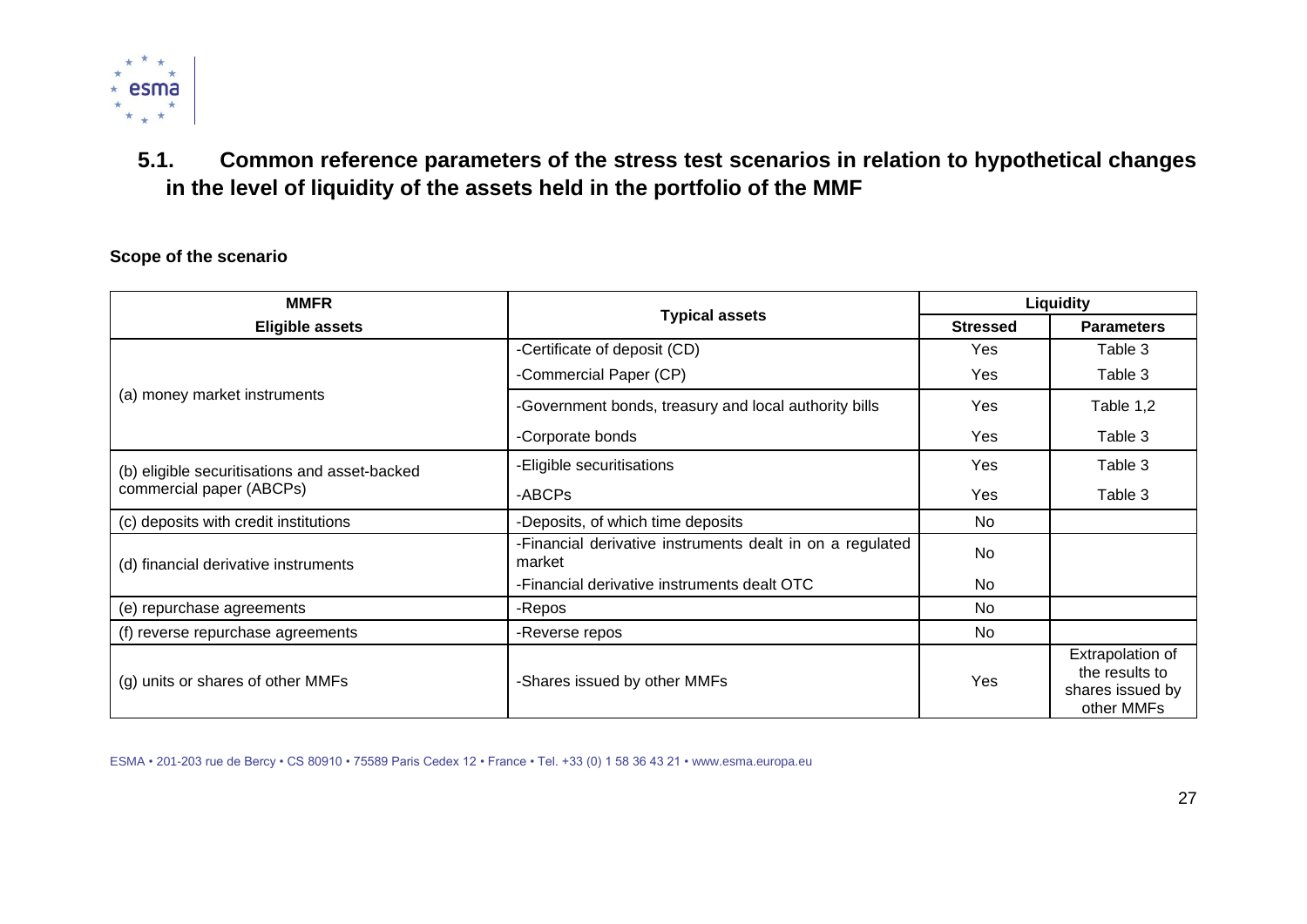### 5.1. Common reference parameters of the stress test scenarios in relation to hypothetical changes in the level of liquidity of the assets held in the portfolio of the MMF

**Scope of the scenario**

| MMFR Eligible assets | Typical assets | Liquidity | |
|---|---|---|---|
| | | **Stressed** | **Parameters** |
| (a) money market instruments | -Certificate of deposit (CD) | Yes | Table 3 |
| | -Commercial Paper (CP) | Yes | Table 3 |
| | -Government bonds, treasury and local authority bills | Yes | Table 1,2 |
| | -Corporate bonds | Yes | Table 3 |
| (b) eligible securitisations and asset-backed commercial paper (ABCPs) | -Eligible securitisations | Yes | Table 3 |
| | -ABCPs | Yes | Table 3 |
| (c) deposits with credit institutions | -Deposits, of which time deposits | No | |
| (d) financial derivative instruments | -Financial derivative instruments dealt in on a regulated market | No | |
| | -Financial derivative instruments dealt OTC | No | |
| (e) repurchase agreements | -Repos | No | |
| (f) reverse repurchase agreements | -Reverse repos | No | |
| (g) units or shares of other MMFs | -Shares issued by other MMFs | Yes | Extrapolation of the results to shares issued by other MMFs |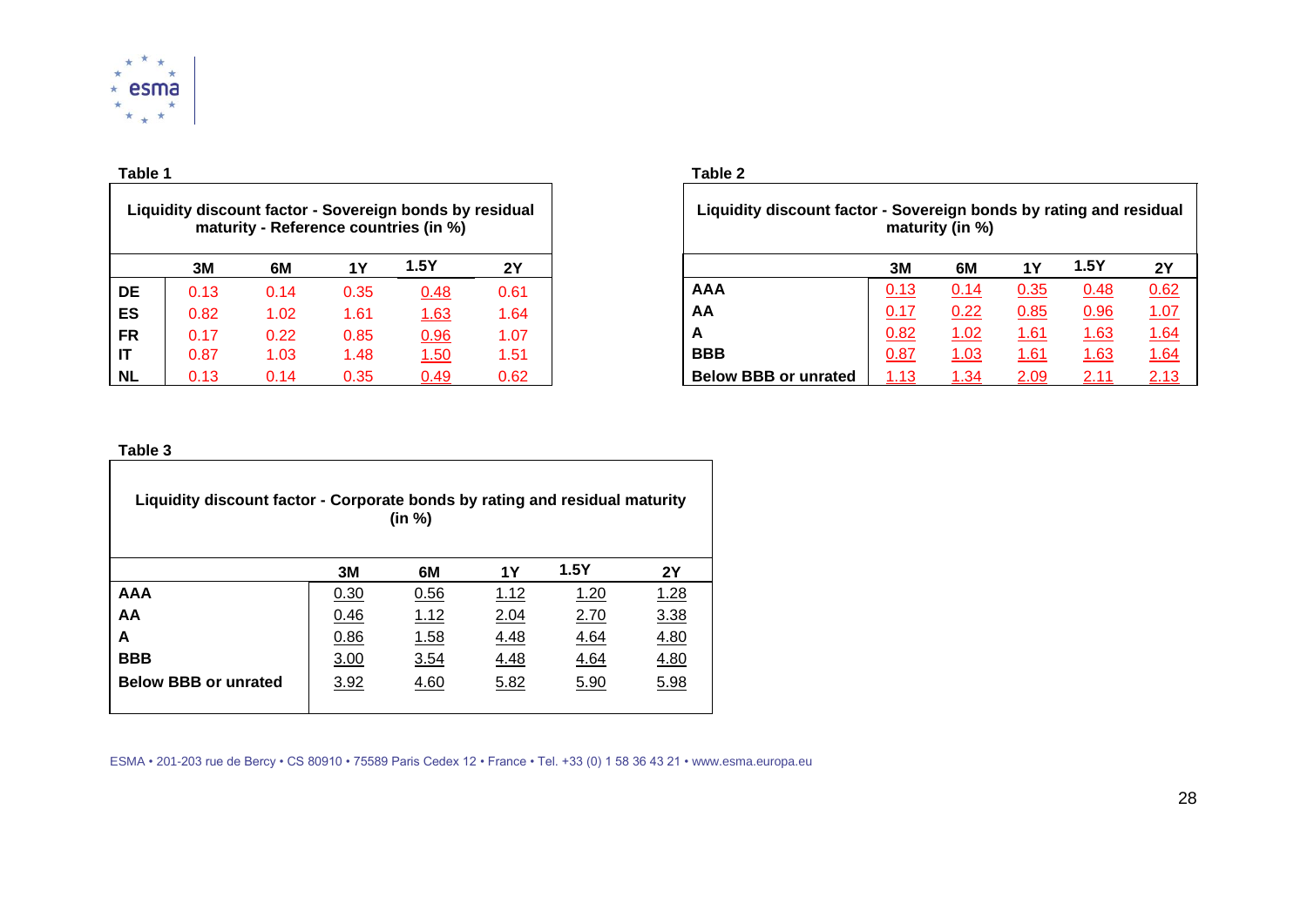**Table 1**

| Liquidity discount factor - Sovereign bonds by residual maturity - Reference countries (in %) | | | | | |
|---|---|---|---|---|---|
| | **3M** | **6M** | **1Y** | **1.5Y** | **2Y** |
| **DE** | 0.13 | 0.14 | 0.35 | 0.48 | 0.61 |
| **ES** | 0.82 | 1.02 | 1.61 | 1.63 | 1.64 |
| **FR** | 0.17 | 0.22 | 0.85 | 0.96 | 1.07 |
| **IT** | 0.87 | 1.03 | 1.48 | 1.50 | 1.51 |
| **NL** | 0.13 | 0.14 | 0.35 | 0.49 | 0.62 |

**Table 2**

| Liquidity discount factor - Sovereign bonds by rating and residual maturity (in %) | | | | | |
|---|---|---|---|---|---|
| | **3M** | **6M** | **1Y** | **1.5Y** | **2Y** |
| **AAA** | 0.13 | 0.14 | 0.35 | 0.48 | 0.62 |
| **AA** | 0.17 | 0.22 | 0.85 | 0.96 | 1.07 |
| **A** | 0.82 | 1.02 | 1.61 | 1.63 | 1.64 |
| **BBB** | 0.87 | 1.03 | 1.61 | 1.63 | 1.64 |
| **Below BBB or unrated** | 1.13 | 1.34 | 2.09 | 2.11 | 2.13 |

**Table 3**

| Liquidity discount factor - Corporate bonds by rating and residual maturity (in %) | | | | | |
|---|---|---|---|---|---|
| | **3M** | **6M** | **1Y** | **1.5Y** | **2Y** |
| **AAA** | 0.30 | 0.56 | 1.12 | 1.20 | 1.28 |
| **AA** | 0.46 | 1.12 | 2.04 | 2.70 | 3.38 |
| **A** | 0.86 | 1.58 | 4.48 | 4.64 | 4.80 |
| **BBB** | 3.00 | 3.54 | 4.48 | 4.64 | 4.80 |
| **Below BBB or unrated** | 3.92 | 4.60 | 5.82 | 5.90 | 5.98 |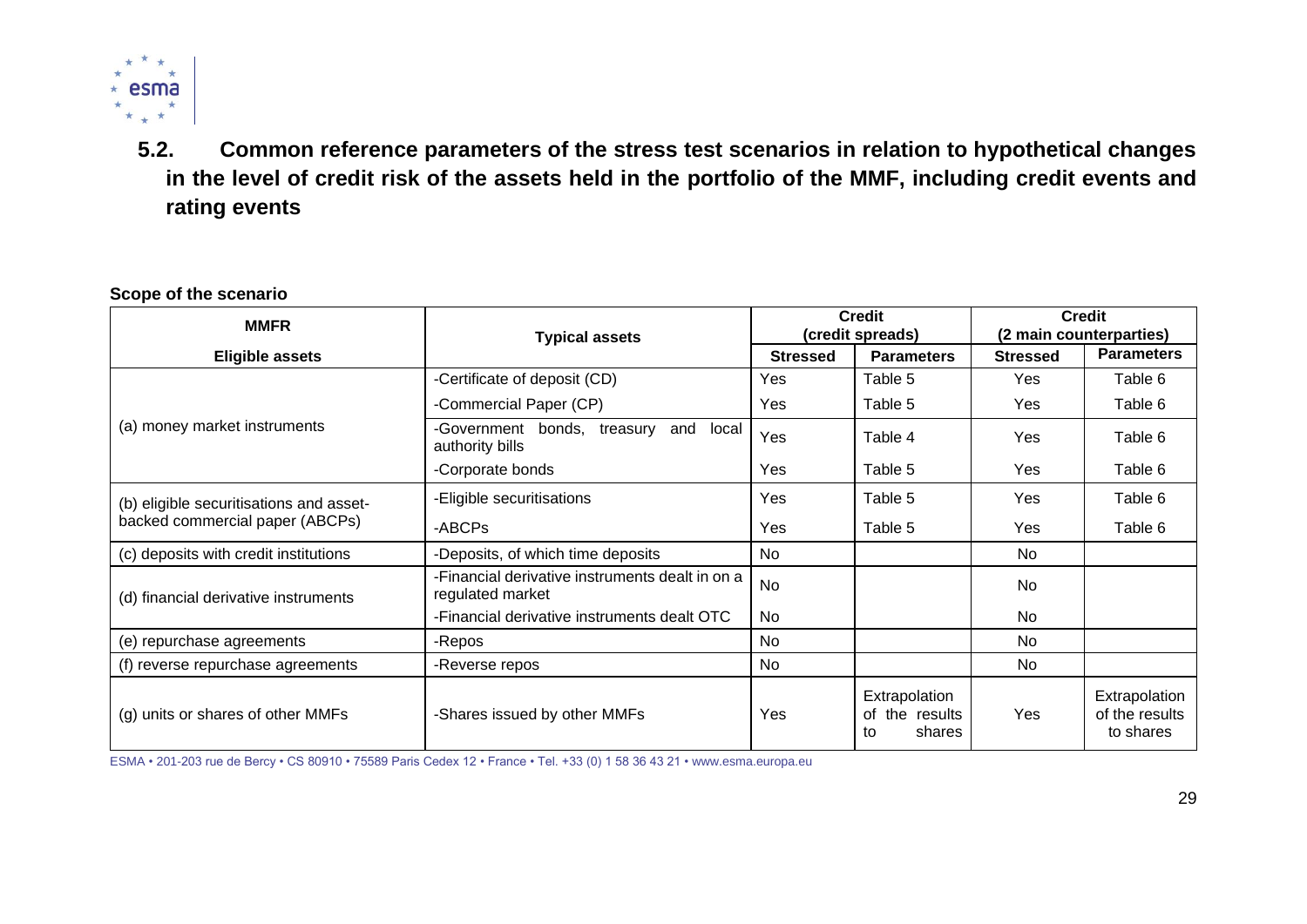### 5.2. Common reference parameters of the stress test scenarios in relation to hypothetical changes in the level of credit risk of the assets held in the portfolio of the MMF, including credit events and rating events

**Scope of the scenario**

| MMFR | Typical assets | Credit (credit spreads) | | Credit (2 main counterparties) | |
|---|---|---|---|---|---|
| **Eligible assets** | | **Stressed** | **Parameters** | **Stressed** | **Parameters** |
| (a) money market instruments | -Certificate of deposit (CD) | Yes | Table 5 | Yes | Table 6 |
| | -Commercial Paper (CP) | Yes | Table 5 | Yes | Table 6 |
| | -Government bonds, treasury and local authority bills | Yes | Table 4 | Yes | Table 6 |
| | -Corporate bonds | Yes | Table 5 | Yes | Table 6 |
| (b) eligible securitisations and asset-backed commercial paper (ABCPs) | -Eligible securitisations | Yes | Table 5 | Yes | Table 6 |
| | -ABCPs | Yes | Table 5 | Yes | Table 6 |
| (c) deposits with credit institutions | -Deposits, of which time deposits | No | | No | |
| (d) financial derivative instruments | -Financial derivative instruments dealt in on a regulated market | No | | No | |
| | -Financial derivative instruments dealt OTC | No | | No | |
| (e) repurchase agreements | -Repos | No | | No | |
| (f) reverse repurchase agreements | -Reverse repos | No | | No | |
| (g) units or shares of other MMFs | -Shares issued by other MMFs | Yes | Extrapolation of the results to shares | Yes | Extrapolation of the results to shares |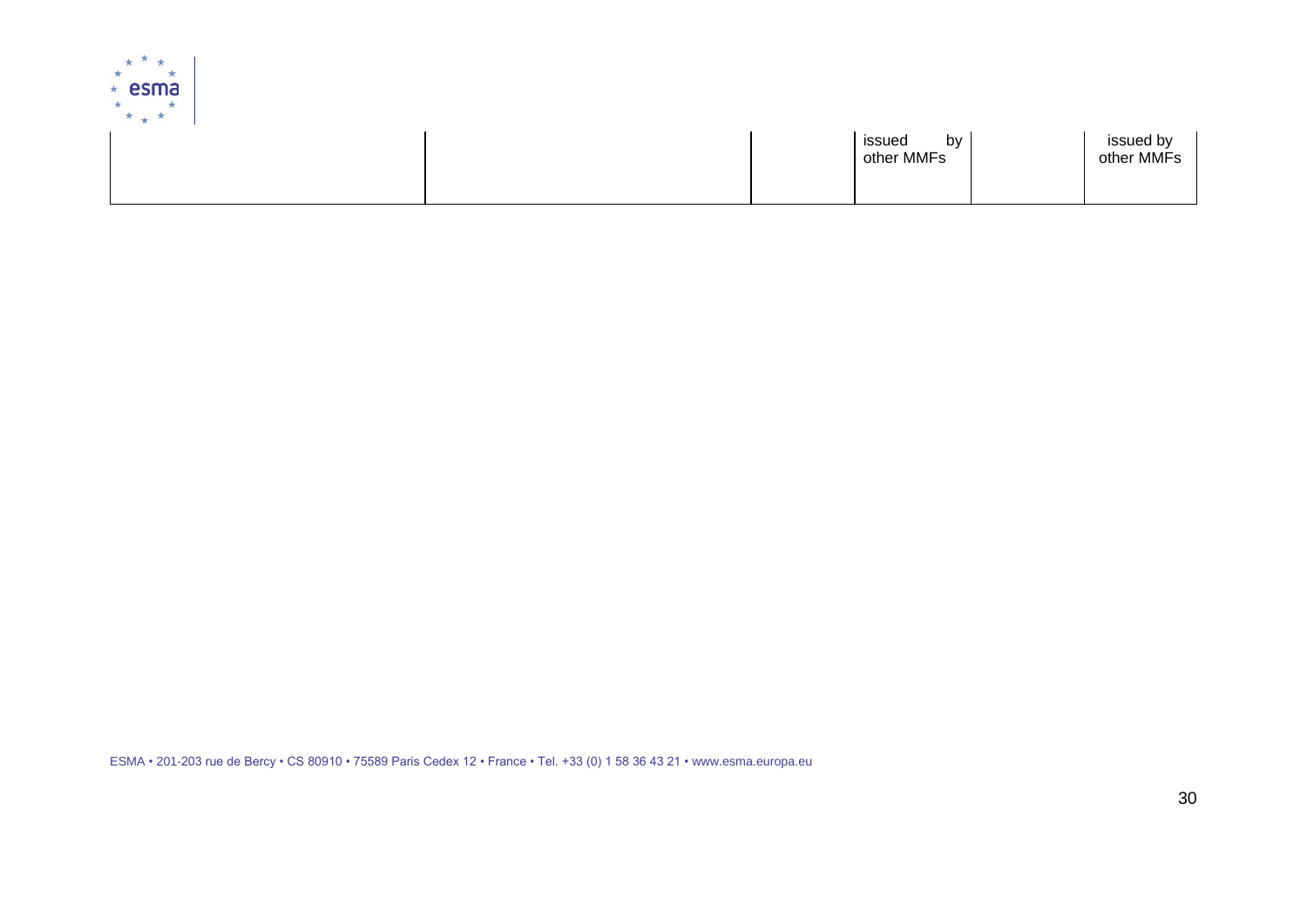| | | | | | |
|---|---|---|---|---|---|
| | | | issued by other MMFs | | issued by other MMFs |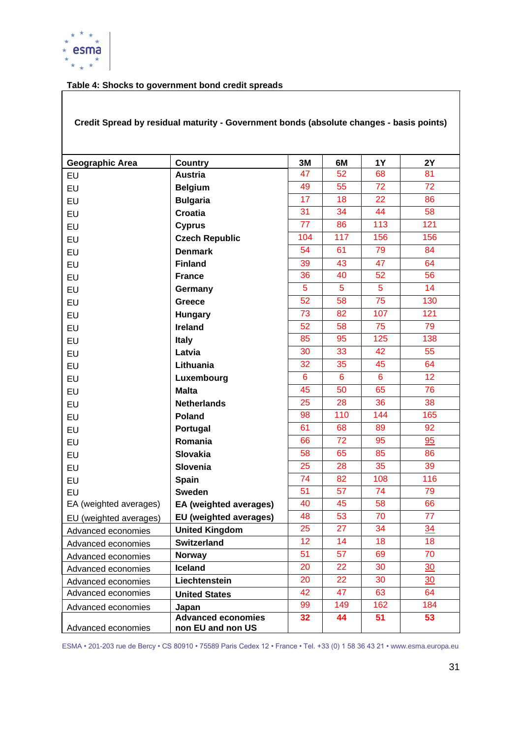**Table 4: Shocks to government bond credit spreads**

| Credit Spread by residual maturity - Government bonds (absolute changes - basis points) | | | | | |
|---|---|---|---|---|---|
| **Geographic Area** | **Country** | **3M** | **6M** | **1Y** | **2Y** |
| EU | **Austria** | 47 | 52 | 68 | 81 |
| EU | **Belgium** | 49 | 55 | 72 | 72 |
| EU | **Bulgaria** | 17 | 18 | 22 | 86 |
| EU | **Croatia** | 31 | 34 | 44 | 58 |
| EU | **Cyprus** | 77 | 86 | 113 | 121 |
| EU | **Czech Republic** | 104 | 117 | 156 | 156 |
| EU | **Denmark** | 54 | 61 | 79 | 84 |
| EU | **Finland** | 39 | 43 | 47 | 64 |
| EU | **France** | 36 | 40 | 52 | 56 |
| EU | **Germany** | 5 | 5 | 5 | 14 |
| EU | **Greece** | 52 | 58 | 75 | 130 |
| EU | **Hungary** | 73 | 82 | 107 | 121 |
| EU | **Ireland** | 52 | 58 | 75 | 79 |
| EU | **Italy** | 85 | 95 | 125 | 138 |
| EU | **Latvia** | 30 | 33 | 42 | 55 |
| EU | **Lithuania** | 32 | 35 | 45 | 64 |
| EU | **Luxembourg** | 6 | 6 | 6 | 12 |
| EU | **Malta** | 45 | 50 | 65 | 76 |
| EU | **Netherlands** | 25 | 28 | 36 | 38 |
| EU | **Poland** | 98 | 110 | 144 | 165 |
| EU | **Portugal** | 61 | 68 | 89 | 92 |
| EU | **Romania** | 66 | 72 | 95 | 95 |
| EU | **Slovakia** | 58 | 65 | 85 | 86 |
| EU | **Slovenia** | 25 | 28 | 35 | 39 |
| EU | **Spain** | 74 | 82 | 108 | 116 |
| EU | **Sweden** | 51 | 57 | 74 | 79 |
| EA (weighted averages) | **EA (weighted averages)** | 40 | 45 | 58 | 66 |
| EU (weighted averages) | **EU (weighted averages)** | 48 | 53 | 70 | 77 |
| Advanced economies | **United Kingdom** | 25 | 27 | 34 | 34 |
| Advanced economies | **Switzerland** | 12 | 14 | 18 | 18 |
| Advanced economies | **Norway** | 51 | 57 | 69 | 70 |
| Advanced economies | **Iceland** | 20 | 22 | 30 | 30 |
| Advanced economies | **Liechtenstein** | 20 | 22 | 30 | 30 |
| Advanced economies | **United States** | 42 | 47 | 63 | 64 |
| Advanced economies | **Japan** | 99 | 149 | 162 | 184 |
| Advanced economies | **Advanced economies non EU and non US** | **32** | **44** | **51** | **53** |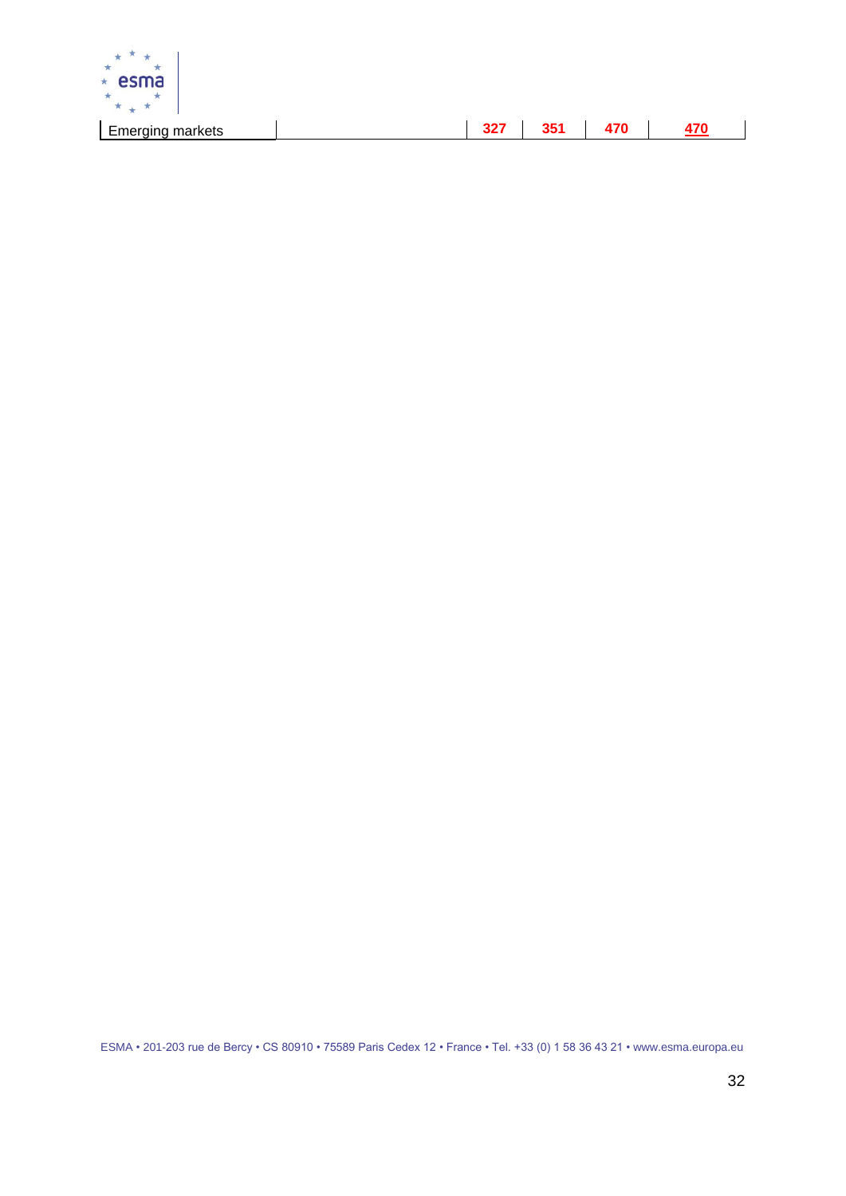| Emerging markets | | 327 | 351 | 470 | 470 |
|---|---|---|---|---|---|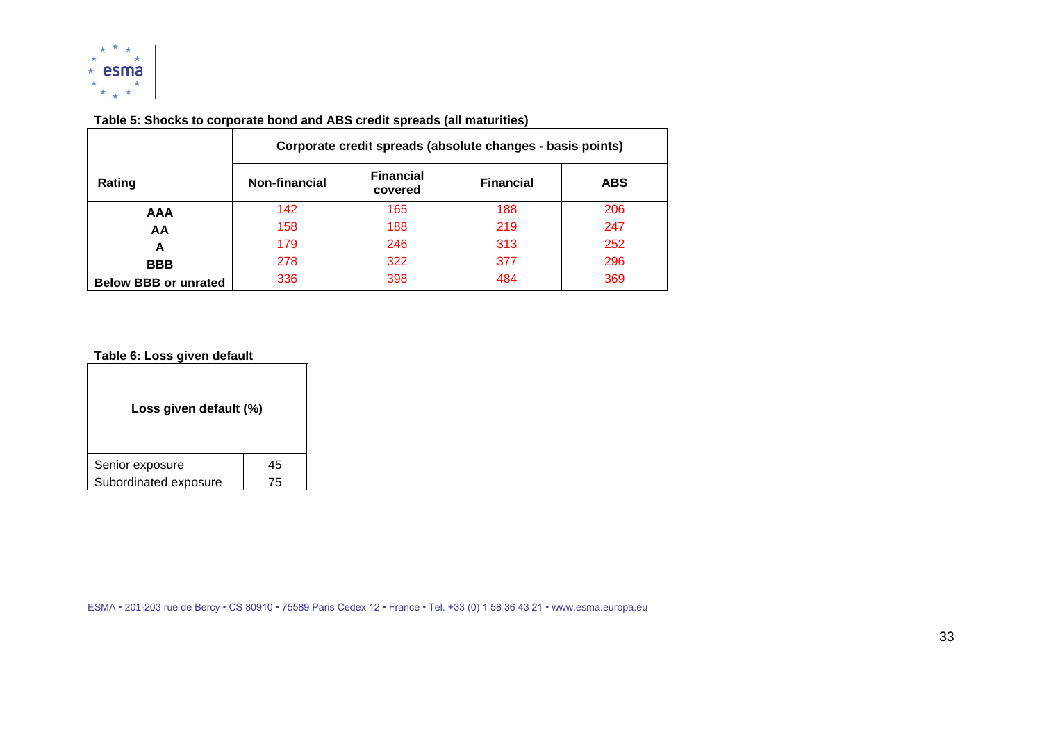**Table 5: Shocks to corporate bond and ABS credit spreads (all maturities)**

| Rating | Corporate credit spreads (absolute changes - basis points) | | | |
|---|---|---|---|---|
| | Non-financial | Financial covered | Financial | ABS |
| AAA | 142 | 165 | 188 | 206 |
| AA | 158 | 188 | 219 | 247 |
| A | 179 | 246 | 313 | 252 |
| BBB | 278 | 322 | 377 | 296 |
| Below BBB or unrated | 336 | 398 | 484 | 369 |

**Table 6: Loss given default**

| Loss given default (%) | |
|---|---|
| Senior exposure | 45 |
| Subordinated exposure | 75 |

ESMA • 201-203 rue de Bercy • CS 80910 • 75589 Paris Cedex 12 • France • Tel. +33 (0) 1 58 36 43 21 • www.esma.europa.eu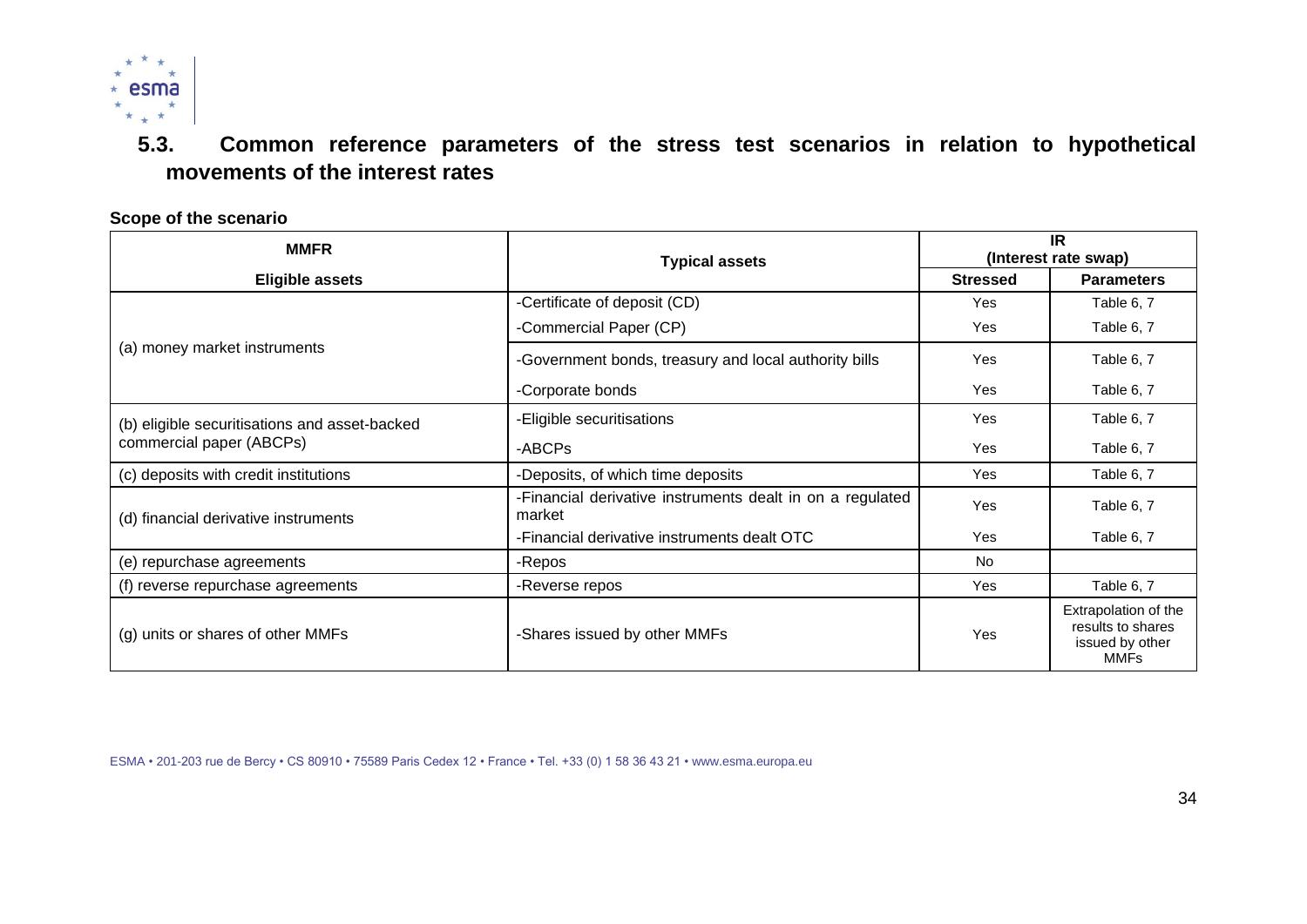## 5.3. Common reference parameters of the stress test scenarios in relation to hypothetical movements of the interest rates

**Scope of the scenario**

| MMFR | Typical assets | IR (Interest rate swap) | |
|---|---|---|---|
| **Eligible assets** | | **Stressed** | **Parameters** |
| (a) money market instruments | -Certificate of deposit (CD) | Yes | Table 6, 7 |
| | -Commercial Paper (CP) | Yes | Table 6, 7 |
| | -Government bonds, treasury and local authority bills | Yes | Table 6, 7 |
| | -Corporate bonds | Yes | Table 6, 7 |
| (b) eligible securitisations and asset-backed commercial paper (ABCPs) | -Eligible securitisations | Yes | Table 6, 7 |
| | -ABCPs | Yes | Table 6, 7 |
| (c) deposits with credit institutions | -Deposits, of which time deposits | Yes | Table 6, 7 |
| (d) financial derivative instruments | -Financial derivative instruments dealt in on a regulated market | Yes | Table 6, 7 |
| | -Financial derivative instruments dealt OTC | Yes | Table 6, 7 |
| (e) repurchase agreements | -Repos | No | |
| (f) reverse repurchase agreements | -Reverse repos | Yes | Table 6, 7 |
| (g) units or shares of other MMFs | -Shares issued by other MMFs | Yes | Extrapolation of the results to shares issued by other MMFs |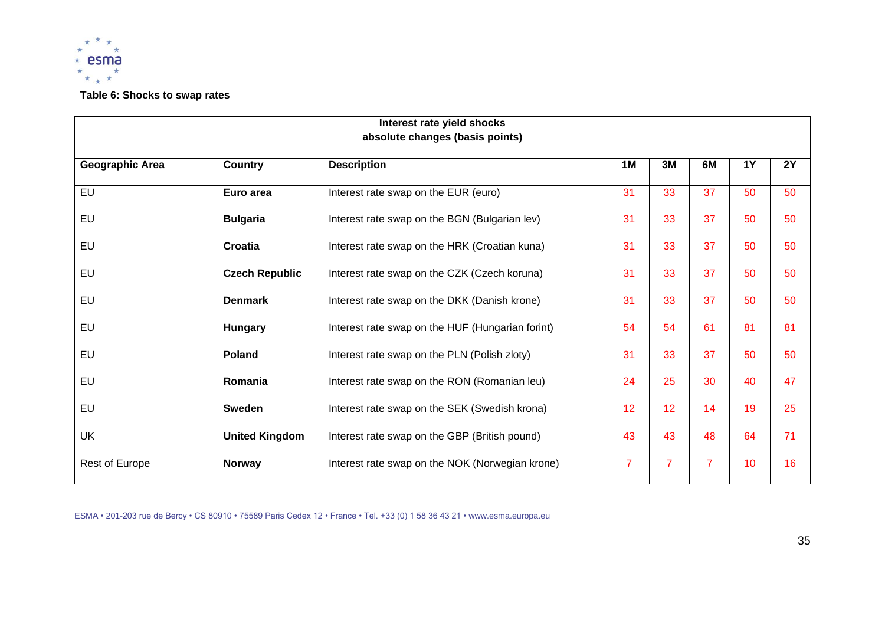**Table 6: Shocks to swap rates**

| Interest rate yield shocks absolute changes (basis points) | | | | | | | |
|---|---|---|---|---|---|---|---|
| **Geographic Area** | **Country** | **Description** | **1M** | **3M** | **6M** | **1Y** | **2Y** |
| EU | **Euro area** | Interest rate swap on the EUR (euro) | 31 | 33 | 37 | 50 | 50 |
| EU | **Bulgaria** | Interest rate swap on the BGN (Bulgarian lev) | 31 | 33 | 37 | 50 | 50 |
| EU | **Croatia** | Interest rate swap on the HRK (Croatian kuna) | 31 | 33 | 37 | 50 | 50 |
| EU | **Czech Republic** | Interest rate swap on the CZK (Czech koruna) | 31 | 33 | 37 | 50 | 50 |
| EU | **Denmark** | Interest rate swap on the DKK (Danish krone) | 31 | 33 | 37 | 50 | 50 |
| EU | **Hungary** | Interest rate swap on the HUF (Hungarian forint) | 54 | 54 | 61 | 81 | 81 |
| EU | **Poland** | Interest rate swap on the PLN (Polish zloty) | 31 | 33 | 37 | 50 | 50 |
| EU | **Romania** | Interest rate swap on the RON (Romanian leu) | 24 | 25 | 30 | 40 | 47 |
| EU | **Sweden** | Interest rate swap on the SEK (Swedish krona) | 12 | 12 | 14 | 19 | 25 |
| UK | **United Kingdom** | Interest rate swap on the GBP (British pound) | 43 | 43 | 48 | 64 | 71 |
| Rest of Europe | **Norway** | Interest rate swap on the NOK (Norwegian krone) | 7 | 7 | 7 | 10 | 16 |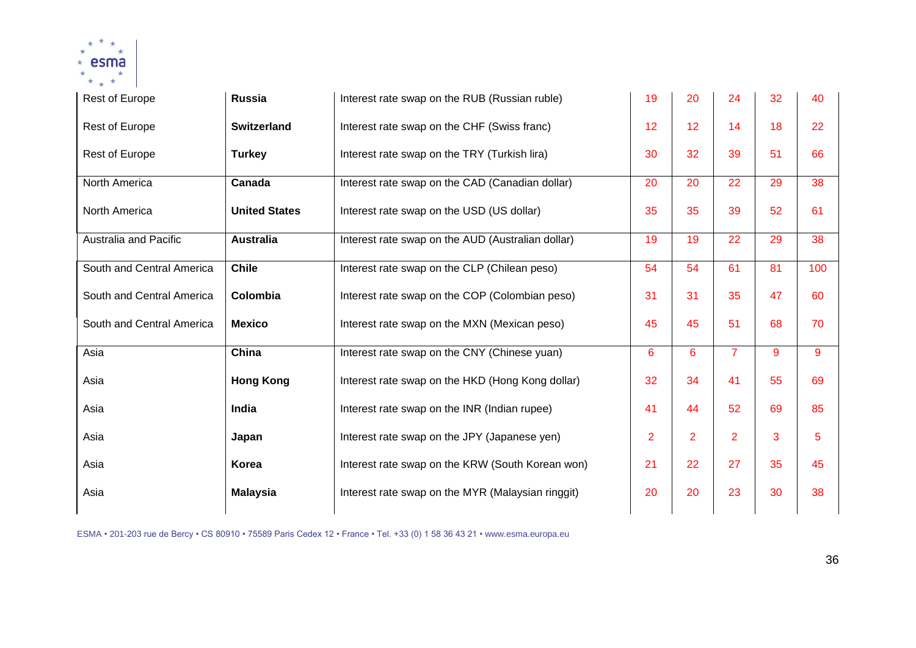| | | | | | | | |
|---|---|---|---|---|---|---|---|
| Rest of Europe | **Russia** | Interest rate swap on the RUB (Russian ruble) | 19 | 20 | 24 | 32 | 40 |
| Rest of Europe | **Switzerland** | Interest rate swap on the CHF (Swiss franc) | 12 | 12 | 14 | 18 | 22 |
| Rest of Europe | **Turkey** | Interest rate swap on the TRY (Turkish lira) | 30 | 32 | 39 | 51 | 66 |
| North America | **Canada** | Interest rate swap on the CAD (Canadian dollar) | 20 | 20 | 22 | 29 | 38 |
| North America | **United States** | Interest rate swap on the USD (US dollar) | 35 | 35 | 39 | 52 | 61 |
| Australia and Pacific | **Australia** | Interest rate swap on the AUD (Australian dollar) | 19 | 19 | 22 | 29 | 38 |
| South and Central America | **Chile** | Interest rate swap on the CLP (Chilean peso) | 54 | 54 | 61 | 81 | 100 |
| South and Central America | **Colombia** | Interest rate swap on the COP (Colombian peso) | 31 | 31 | 35 | 47 | 60 |
| South and Central America | **Mexico** | Interest rate swap on the MXN (Mexican peso) | 45 | 45 | 51 | 68 | 70 |
| Asia | **China** | Interest rate swap on the CNY (Chinese yuan) | 6 | 6 | 7 | 9 | 9 |
| Asia | **Hong Kong** | Interest rate swap on the HKD (Hong Kong dollar) | 32 | 34 | 41 | 55 | 69 |
| Asia | **India** | Interest rate swap on the INR (Indian rupee) | 41 | 44 | 52 | 69 | 85 |
| Asia | **Japan** | Interest rate swap on the JPY (Japanese yen) | 2 | 2 | 2 | 3 | 5 |
| Asia | **Korea** | Interest rate swap on the KRW (South Korean won) | 21 | 22 | 27 | 35 | 45 |
| Asia | **Malaysia** | Interest rate swap on the MYR (Malaysian ringgit) | 20 | 20 | 23 | 30 | 38 |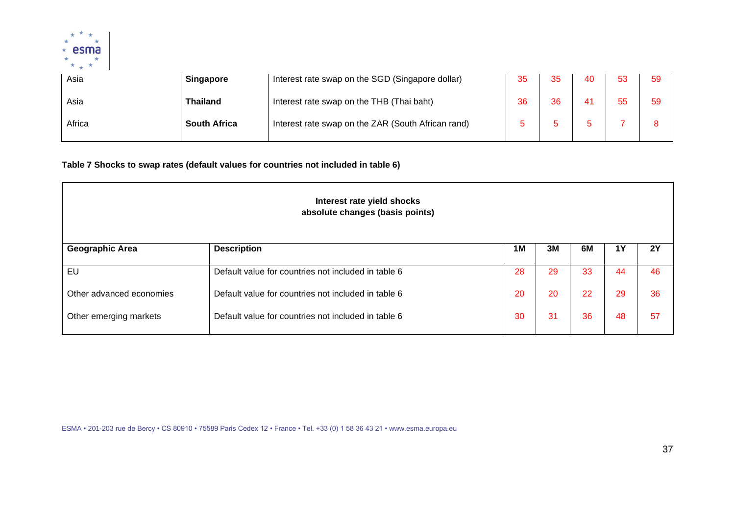| Asia | **Singapore** | Interest rate swap on the SGD (Singapore dollar) | 35 | 35 | 40 | 53 | 59 |
|---|---|---|---|---|---|---|---|
| Asia | **Thailand** | Interest rate swap on the THB (Thai baht) | 36 | 36 | 41 | 55 | 59 |
| Africa | **South Africa** | Interest rate swap on the ZAR (South African rand) | 5 | 5 | 5 | 7 | 8 |

**Table 7 Shocks to swap rates (default values for countries not included in table 6)**

| **Interest rate yield shocks absolute changes (basis points)** | | | | | | |
|---|---|---|---|---|---|---|
| **Geographic Area** | **Description** | **1M** | **3M** | **6M** | **1Y** | **2Y** |
| EU | Default value for countries not included in table 6 | 28 | 29 | 33 | 44 | 46 |
| Other advanced economies | Default value for countries not included in table 6 | 20 | 20 | 22 | 29 | 36 |
| Other emerging markets | Default value for countries not included in table 6 | 30 | 31 | 36 | 48 | 57 |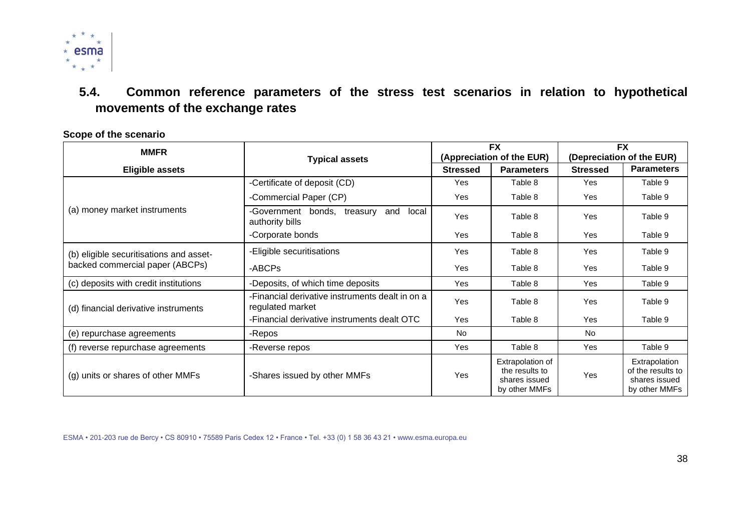## 5.4. Common reference parameters of the stress test scenarios in relation to hypothetical movements of the exchange rates

**Scope of the scenario**

| MMFR | Typical assets | FX (Appreciation of the EUR) | | FX (Depreciation of the EUR) | |
|---|---|---|---|---|---|
| **Eligible assets** | | **Stressed** | **Parameters** | **Stressed** | **Parameters** |
| (a) money market instruments | -Certificate of deposit (CD) | Yes | Table 8 | Yes | Table 9 |
| | -Commercial Paper (CP) | Yes | Table 8 | Yes | Table 9 |
| | -Government bonds, treasury and local authority bills | Yes | Table 8 | Yes | Table 9 |
| | -Corporate bonds | Yes | Table 8 | Yes | Table 9 |
| (b) eligible securitisations and asset-backed commercial paper (ABCPs) | -Eligible securitisations | Yes | Table 8 | Yes | Table 9 |
| | -ABCPs | Yes | Table 8 | Yes | Table 9 |
| (c) deposits with credit institutions | -Deposits, of which time deposits | Yes | Table 8 | Yes | Table 9 |
| (d) financial derivative instruments | -Financial derivative instruments dealt in on a regulated market | Yes | Table 8 | Yes | Table 9 |
| | -Financial derivative instruments dealt OTC | Yes | Table 8 | Yes | Table 9 |
| (e) repurchase agreements | -Repos | No | | No | |
| (f) reverse repurchase agreements | -Reverse repos | Yes | Table 8 | Yes | Table 9 |
| (g) units or shares of other MMFs | -Shares issued by other MMFs | Yes | Extrapolation of the results to shares issued by other MMFs | Yes | Extrapolation of the results to shares issued by other MMFs |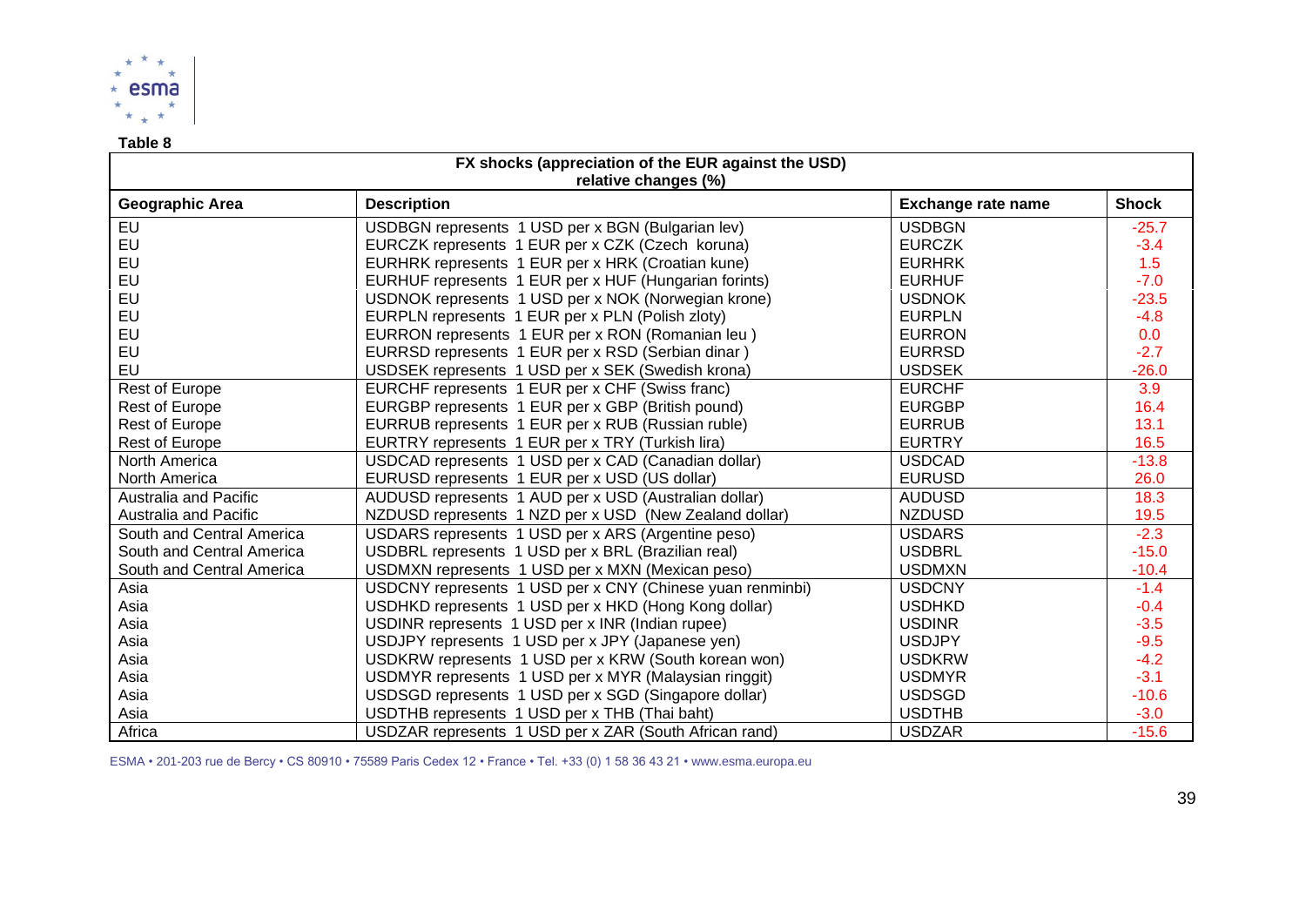**Table 8**

| FX shocks (appreciation of the EUR against the USD) relative changes (%) | | | |
|---|---|---|---|
| **Geographic Area** | **Description** | **Exchange rate name** | **Shock** |
| EU | USDBGN represents 1 USD per x BGN (Bulgarian lev) | USDBGN | -25.7 |
| EU | EURCZK represents 1 EUR per x CZK (Czech koruna) | EURCZK | -3.4 |
| EU | EURHRK represents 1 EUR per x HRK (Croatian kune) | EURHRK | 1.5 |
| EU | EURHUF represents 1 EUR per x HUF (Hungarian forints) | EURHUF | -7.0 |
| EU | USDNOK represents 1 USD per x NOK (Norwegian krone) | USDNOK | -23.5 |
| EU | EURPLN represents 1 EUR per x PLN (Polish zloty) | EURPLN | -4.8 |
| EU | EURRON represents 1 EUR per x RON (Romanian leu ) | EURRON | 0.0 |
| EU | EURRSD represents 1 EUR per x RSD (Serbian dinar ) | EURRSD | -2.7 |
| EU | USDSEK represents 1 USD per x SEK (Swedish krona) | USDSEK | -26.0 |
| Rest of Europe | EURCHF represents 1 EUR per x CHF (Swiss franc) | EURCHF | 3.9 |
| Rest of Europe | EURGBP represents 1 EUR per x GBP (British pound) | EURGBP | 16.4 |
| Rest of Europe | EURRUB represents 1 EUR per x RUB (Russian ruble) | EURRUB | 13.1 |
| Rest of Europe | EURTRY represents 1 EUR per x TRY (Turkish lira) | EURTRY | 16.5 |
| North America | USDCAD represents 1 USD per x CAD (Canadian dollar) | USDCAD | -13.8 |
| North America | EURUSD represents 1 EUR per x USD (US dollar) | EURUSD | 26.0 |
| Australia and Pacific | AUDUSD represents 1 AUD per x USD (Australian dollar) | AUDUSD | 18.3 |
| Australia and Pacific | NZDUSD represents 1 NZD per x USD (New Zealand dollar) | NZDUSD | 19.5 |
| South and Central America | USDARS represents 1 USD per x ARS (Argentine peso) | USDARS | -2.3 |
| South and Central America | USDBRL represents 1 USD per x BRL (Brazilian real) | USDBRL | -15.0 |
| South and Central America | USDMXN represents 1 USD per x MXN (Mexican peso) | USDMXN | -10.4 |
| Asia | USDCNY represents 1 USD per x CNY (Chinese yuan renminbi) | USDCNY | -1.4 |
| Asia | USDHKD represents 1 USD per x HKD (Hong Kong dollar) | USDHKD | -0.4 |
| Asia | USDINR represents 1 USD per x INR (Indian rupee) | USDINR | -3.5 |
| Asia | USDJPY represents 1 USD per x JPY (Japanese yen) | USDJPY | -9.5 |
| Asia | USDKRW represents 1 USD per x KRW (South korean won) | USDKRW | -4.2 |
| Asia | USDMYR represents 1 USD per x MYR (Malaysian ringgit) | USDMYR | -3.1 |
| Asia | USDSGD represents 1 USD per x SGD (Singapore dollar) | USDSGD | -10.6 |
| Asia | USDTHB represents 1 USD per x THB (Thai baht) | USDTHB | -3.0 |
| Africa | USDZAR represents 1 USD per x ZAR (South African rand) | USDZAR | -15.6 |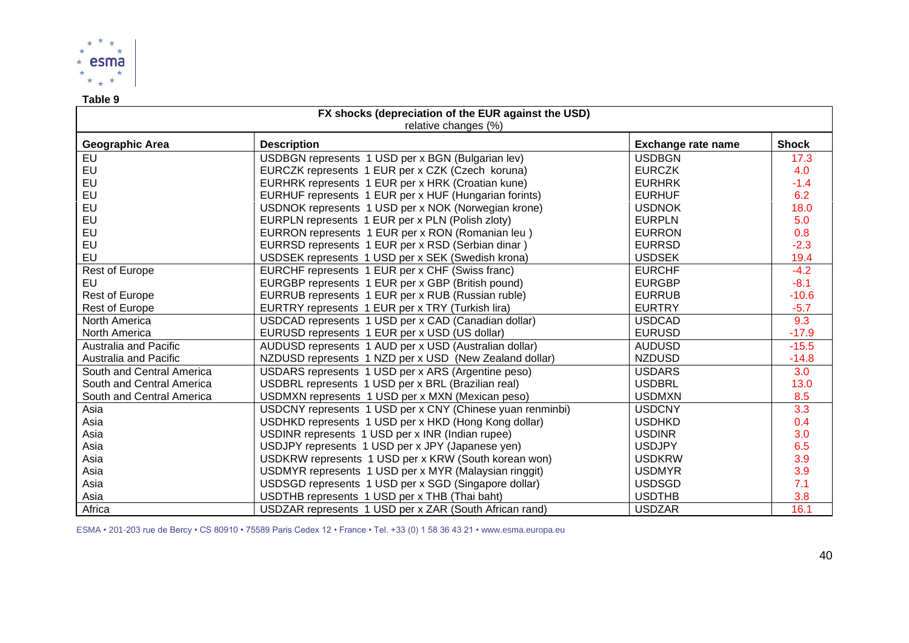**Table 9**

| FX shocks (depreciation of the EUR against the USD) relative changes (%) | | | |
|---|---|---|---|
| **Geographic Area** | **Description** | **Exchange rate name** | **Shock** |
| EU | USDBGN represents 1 USD per x BGN (Bulgarian lev) | USDBGN | 17.3 |
| EU | EURCZK represents 1 EUR per x CZK (Czech koruna) | EURCZK | 4.0 |
| EU | EURHRK represents 1 EUR per x HRK (Croatian kune) | EURHRK | -1.4 |
| EU | EURHUF represents 1 EUR per x HUF (Hungarian forints) | EURHUF | 6.2 |
| EU | USDNOK represents 1 USD per x NOK (Norwegian krone) | USDNOK | 18.0 |
| EU | EURPLN represents 1 EUR per x PLN (Polish zloty) | EURPLN | 5.0 |
| EU | EURRON represents 1 EUR per x RON (Romanian leu ) | EURRON | 0.8 |
| EU | EURRSD represents 1 EUR per x RSD (Serbian dinar ) | EURRSD | -2.3 |
| EU | USDSEK represents 1 USD per x SEK (Swedish krona) | USDSEK | 19.4 |
| Rest of Europe | EURCHF represents 1 EUR per x CHF (Swiss franc) | EURCHF | -4.2 |
| EU | EURGBP represents 1 EUR per x GBP (British pound) | EURGBP | -8.1 |
| Rest of Europe | EURRUB represents 1 EUR per x RUB (Russian ruble) | EURRUB | -10.6 |
| Rest of Europe | EURTRY represents 1 EUR per x TRY (Turkish lira) | EURTRY | -5.7 |
| North America | USDCAD represents 1 USD per x CAD (Canadian dollar) | USDCAD | 9.3 |
| North America | EURUSD represents 1 EUR per x USD (US dollar) | EURUSD | -17.9 |
| Australia and Pacific | AUDUSD represents 1 AUD per x USD (Australian dollar) | AUDUSD | -15.5 |
| Australia and Pacific | NZDUSD represents 1 NZD per x USD (New Zealand dollar) | NZDUSD | -14.8 |
| South and Central America | USDARS represents 1 USD per x ARS (Argentine peso) | USDARS | 3.0 |
| South and Central America | USDBRL represents 1 USD per x BRL (Brazilian real) | USDBRL | 13.0 |
| South and Central America | USDMXN represents 1 USD per x MXN (Mexican peso) | USDMXN | 8.5 |
| Asia | USDCNY represents 1 USD per x CNY (Chinese yuan renminbi) | USDCNY | 3.3 |
| Asia | USDHKD represents 1 USD per x HKD (Hong Kong dollar) | USDHKD | 0.4 |
| Asia | USDINR represents 1 USD per x INR (Indian rupee) | USDINR | 3.0 |
| Asia | USDJPY represents 1 USD per x JPY (Japanese yen) | USDJPY | 6.5 |
| Asia | USDKRW represents 1 USD per x KRW (South korean won) | USDKRW | 3.9 |
| Asia | USDMYR represents 1 USD per x MYR (Malaysian ringgit) | USDMYR | 3.9 |
| Asia | USDSGD represents 1 USD per x SGD (Singapore dollar) | USDSGD | 7.1 |
| Asia | USDTHB represents 1 USD per x THB (Thai baht) | USDTHB | 3.8 |
| Africa | USDZAR represents 1 USD per x ZAR (South African rand) | USDZAR | 16.1 |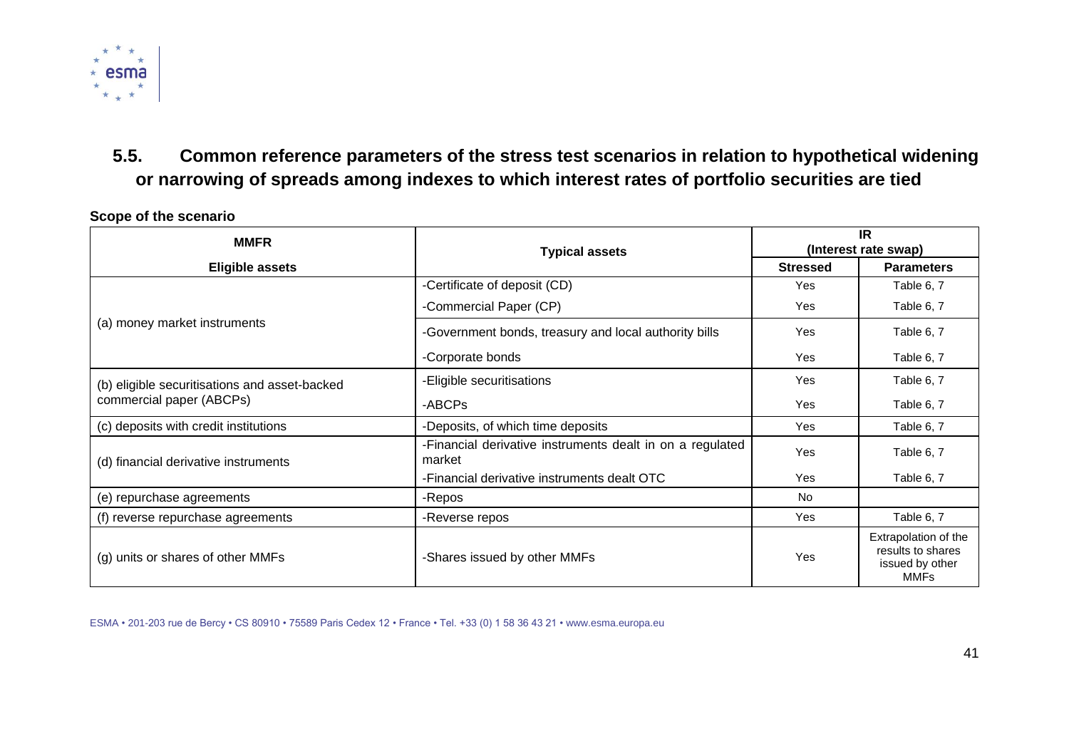## 5.5. Common reference parameters of the stress test scenarios in relation to hypothetical widening or narrowing of spreads among indexes to which interest rates of portfolio securities are tied

**Scope of the scenario**

| MMFR | Typical assets | IR (Interest rate swap) | |
|---|---|---|---|
| **Eligible assets** | | **Stressed** | **Parameters** |
| (a) money market instruments | -Certificate of deposit (CD) | Yes | Table 6, 7 |
| | -Commercial Paper (CP) | Yes | Table 6, 7 |
| | -Government bonds, treasury and local authority bills | Yes | Table 6, 7 |
| | -Corporate bonds | Yes | Table 6, 7 |
| (b) eligible securitisations and asset-backed commercial paper (ABCPs) | -Eligible securitisations | Yes | Table 6, 7 |
| | -ABCPs | Yes | Table 6, 7 |
| (c) deposits with credit institutions | -Deposits, of which time deposits | Yes | Table 6, 7 |
| (d) financial derivative instruments | -Financial derivative instruments dealt in on a regulated market | Yes | Table 6, 7 |
| | -Financial derivative instruments dealt OTC | Yes | Table 6, 7 |
| (e) repurchase agreements | -Repos | No | |
| (f) reverse repurchase agreements | -Reverse repos | Yes | Table 6, 7 |
| (g) units or shares of other MMFs | -Shares issued by other MMFs | Yes | Extrapolation of the results to shares issued by other MMFs |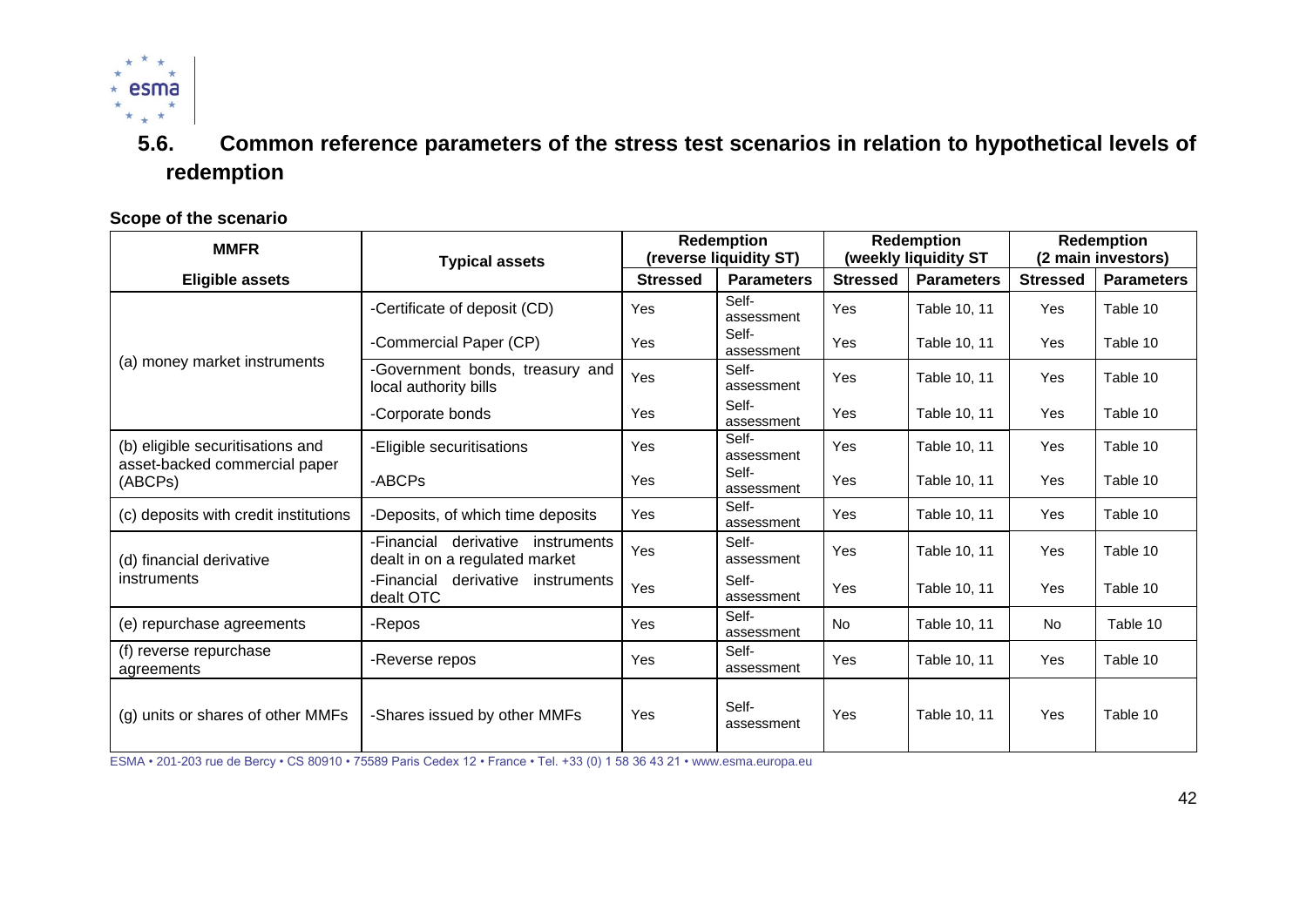## 5.6. Common reference parameters of the stress test scenarios in relation to hypothetical levels of redemption

**Scope of the scenario**

| MMFR | Typical assets | Redemption (reverse liquidity ST) | | Redemption (weekly liquidity ST | | Redemption (2 main investors) | |
|---|---|---|---|---|---|---|---|
| **Eligible assets** | | **Stressed** | **Parameters** | **Stressed** | **Parameters** | **Stressed** | **Parameters** |
| (a) money market instruments | -Certificate of deposit (CD) | Yes | Self-assessment | Yes | Table 10, 11 | Yes | Table 10 |
| | -Commercial Paper (CP) | Yes | Self-assessment | Yes | Table 10, 11 | Yes | Table 10 |
| | -Government bonds, treasury and local authority bills | Yes | Self-assessment | Yes | Table 10, 11 | Yes | Table 10 |
| | -Corporate bonds | Yes | Self-assessment | Yes | Table 10, 11 | Yes | Table 10 |
| (b) eligible securitisations and asset-backed commercial paper (ABCPs) | -Eligible securitisations | Yes | Self-assessment | Yes | Table 10, 11 | Yes | Table 10 |
| | -ABCPs | Yes | Self-assessment | Yes | Table 10, 11 | Yes | Table 10 |
| (c) deposits with credit institutions | -Deposits, of which time deposits | Yes | Self-assessment | Yes | Table 10, 11 | Yes | Table 10 |
| (d) financial derivative instruments | -Financial derivative instruments dealt in on a regulated market | Yes | Self-assessment | Yes | Table 10, 11 | Yes | Table 10 |
| | -Financial derivative instruments dealt OTC | Yes | Self-assessment | Yes | Table 10, 11 | Yes | Table 10 |
| (e) repurchase agreements | -Repos | Yes | Self-assessment | No | Table 10, 11 | No | Table 10 |
| (f) reverse repurchase agreements | -Reverse repos | Yes | Self-assessment | Yes | Table 10, 11 | Yes | Table 10 |
| (g) units or shares of other MMFs | -Shares issued by other MMFs | Yes | Self-assessment | Yes | Table 10, 11 | Yes | Table 10 |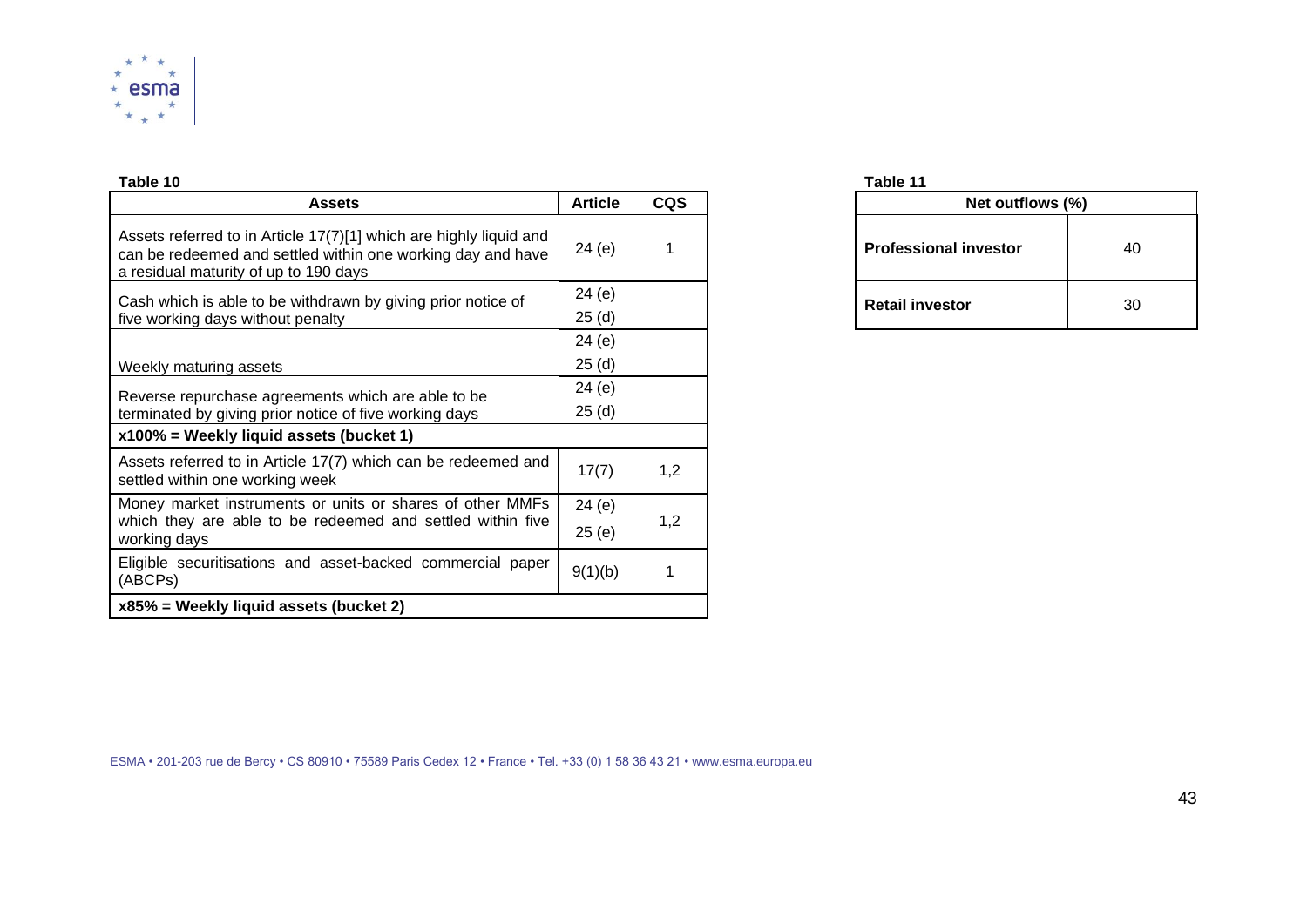**Table 10**

| Assets | Article | CQS |
|---|---|---|
| Assets referred to in Article 17(7)[1] which are highly liquid and can be redeemed and settled within one working day and have a residual maturity of up to 190 days | 24 (e) | 1 |
| Cash which is able to be withdrawn by giving prior notice of five working days without penalty | 24 (e)<br>25 (d) | |
| Weekly maturing assets | 24 (e)<br>25 (d) | |
| Reverse repurchase agreements which are able to be terminated by giving prior notice of five working days | 24 (e)<br>25 (d) | |
| **x100% = Weekly liquid assets (bucket 1)** | | |
| Assets referred to in Article 17(7) which can be redeemed and settled within one working week | 17(7) | 1,2 |
| Money market instruments or units or shares of other MMFs which they are able to be redeemed and settled within five working days | 24 (e)<br>25 (e) | 1,2 |
| Eligible securitisations and asset-backed commercial paper (ABCPs) | 9(1)(b) | 1 |
| **x85% = Weekly liquid assets (bucket 2)** | | |

**Table 11**

| Net outflows (%) | |
|---|---|
| **Professional investor** | 40 |
| **Retail investor** | 30 |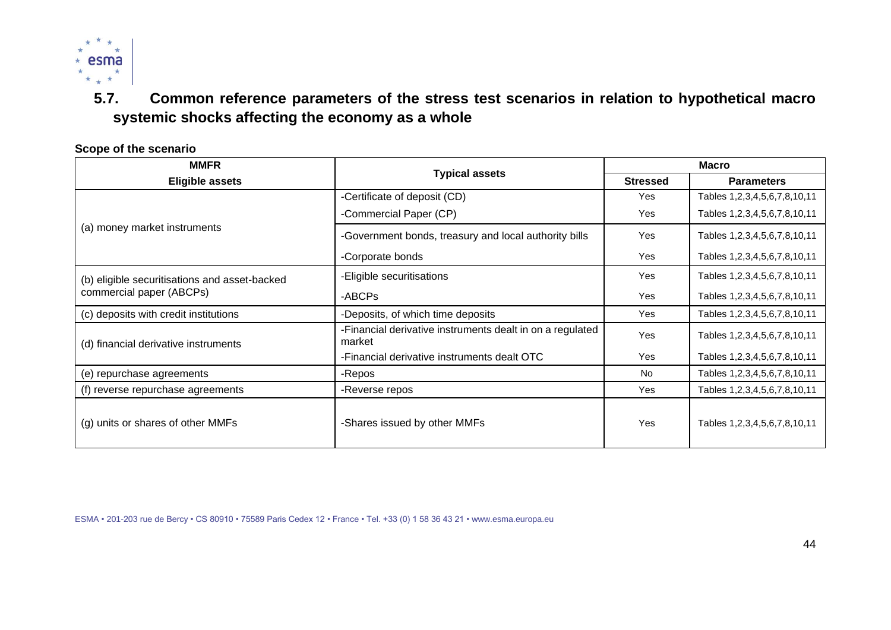## 5.7. Common reference parameters of the stress test scenarios in relation to hypothetical macro systemic shocks affecting the economy as a whole

**Scope of the scenario**

| MMFR | Typical assets | Macro | |
|---|---|---|---|
| **Eligible assets** | | **Stressed** | **Parameters** |
| (a) money market instruments | -Certificate of deposit (CD) | Yes | Tables 1,2,3,4,5,6,7,8,10,11 |
| | -Commercial Paper (CP) | Yes | Tables 1,2,3,4,5,6,7,8,10,11 |
| | -Government bonds, treasury and local authority bills | Yes | Tables 1,2,3,4,5,6,7,8,10,11 |
| | -Corporate bonds | Yes | Tables 1,2,3,4,5,6,7,8,10,11 |
| (b) eligible securitisations and asset-backed commercial paper (ABCPs) | -Eligible securitisations | Yes | Tables 1,2,3,4,5,6,7,8,10,11 |
| | -ABCPs | Yes | Tables 1,2,3,4,5,6,7,8,10,11 |
| (c) deposits with credit institutions | -Deposits, of which time deposits | Yes | Tables 1,2,3,4,5,6,7,8,10,11 |
| (d) financial derivative instruments | -Financial derivative instruments dealt in on a regulated market | Yes | Tables 1,2,3,4,5,6,7,8,10,11 |
| | -Financial derivative instruments dealt OTC | Yes | Tables 1,2,3,4,5,6,7,8,10,11 |
| (e) repurchase agreements | -Repos | No | Tables 1,2,3,4,5,6,7,8,10,11 |
| (f) reverse repurchase agreements | -Reverse repos | Yes | Tables 1,2,3,4,5,6,7,8,10,11 |
| (g) units or shares of other MMFs | -Shares issued by other MMFs | Yes | Tables 1,2,3,4,5,6,7,8,10,11 |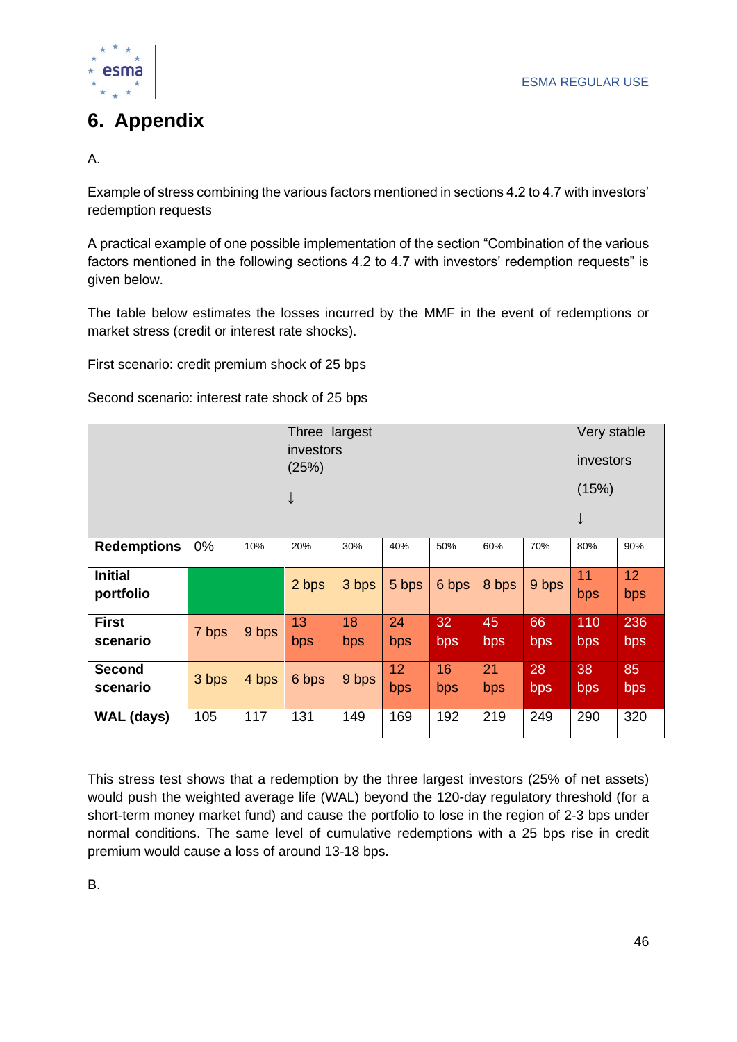# 6. Appendix

A.

Example of stress combining the various factors mentioned in sections 4.2 to 4.7 with investors' redemption requests

A practical example of one possible implementation of the section "Combination of the various factors mentioned in the following sections 4.2 to 4.7 with investors' redemption requests" is given below.

The table below estimates the losses incurred by the MMF in the event of redemptions or market stress (credit or interest rate shocks).

First scenario: credit premium shock of 25 bps

Second scenario: interest rate shock of 25 bps

| | | | Three largest investors (25%) ↓ | | | | | | Very stable investors (15%) ↓ | |
|---|---|---|---|---|---|---|---|---|---|---|
| **Redemptions** | 0% | 10% | 20% | 30% | 40% | 50% | 60% | 70% | 80% | 90% |
| **Initial portfolio** | | | 2 bps | 3 bps | 5 bps | 6 bps | 8 bps | 9 bps | 11 bps | 12 bps |
| **First scenario** | 7 bps | 9 bps | 13 bps | 18 bps | 24 bps | 32 bps | 45 bps | 66 bps | 110 bps | 236 bps |
| **Second scenario** | 3 bps | 4 bps | 6 bps | 9 bps | 12 bps | 16 bps | 21 bps | 28 bps | 38 bps | 85 bps |
| **WAL (days)** | 105 | 117 | 131 | 149 | 169 | 192 | 219 | 249 | 290 | 320 |

This stress test shows that a redemption by the three largest investors (25% of net assets) would push the weighted average life (WAL) beyond the 120-day regulatory threshold (for a short-term money market fund) and cause the portfolio to lose in the region of 2-3 bps under normal conditions. The same level of cumulative redemptions with a 25 bps rise in credit premium would cause a loss of around 13-18 bps.

B.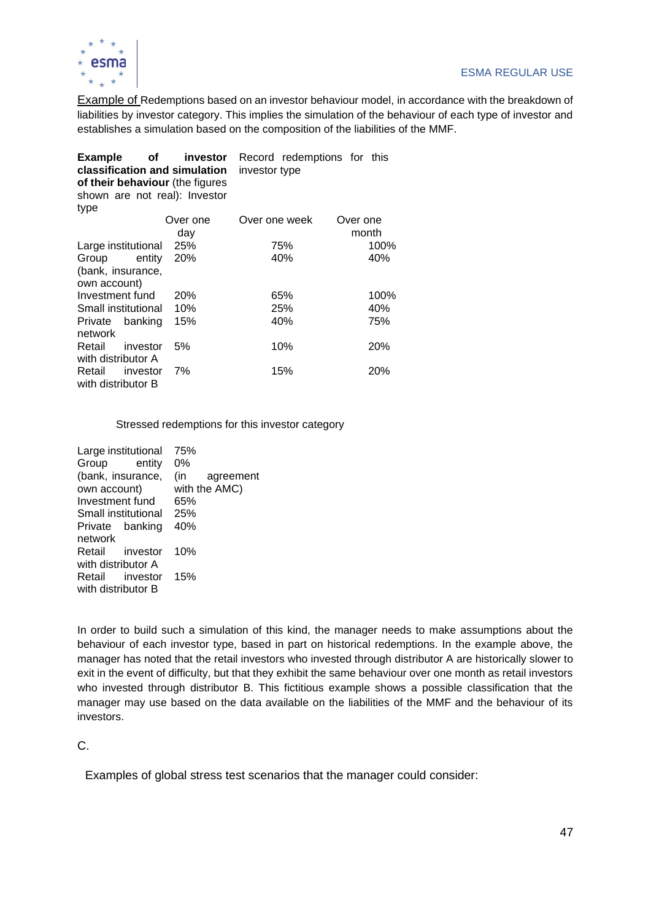Example of Redemptions based on an investor behaviour model, in accordance with the breakdown of liabilities by investor category. This implies the simulation of the behaviour of each type of investor and establishes a simulation based on the composition of the liabilities of the MMF.

| **Example of investor classification and simulation of their behaviour** (the figures shown are not real): Investor type | Record redemptions for this investor type | | |
|---|---|---|---|
| | Over one day | Over one week | Over one month |
| Large institutional | 25% | 75% | 100% |
| Group entity (bank, insurance, own account) | 20% | 40% | 40% |
| Investment fund | 20% | 65% | 100% |
| Small institutional | 10% | 25% | 40% |
| Private banking network | 15% | 40% | 75% |
| Retail investor with distributor A | 5% | 10% | 20% |
| Retail investor with distributor B | 7% | 15% | 20% |

| | Stressed redemptions for this investor category |
|---|---|
| Large institutional | 75% |
| Group entity (bank, insurance, own account) | 0% (in agreement with the AMC) |
| Investment fund | 65% |
| Small institutional | 25% |
| Private banking network | 40% |
| Retail investor with distributor A | 10% |
| Retail investor with distributor B | 15% |

In order to build such a simulation of this kind, the manager needs to make assumptions about the behaviour of each investor type, based in part on historical redemptions. In the example above, the manager has noted that the retail investors who invested through distributor A are historically slower to exit in the event of difficulty, but that they exhibit the same behaviour over one month as retail investors who invested through distributor B. This fictitious example shows a possible classification that the manager may use based on the data available on the liabilities of the MMF and the behaviour of its investors.

C.

Examples of global stress test scenarios that the manager could consider: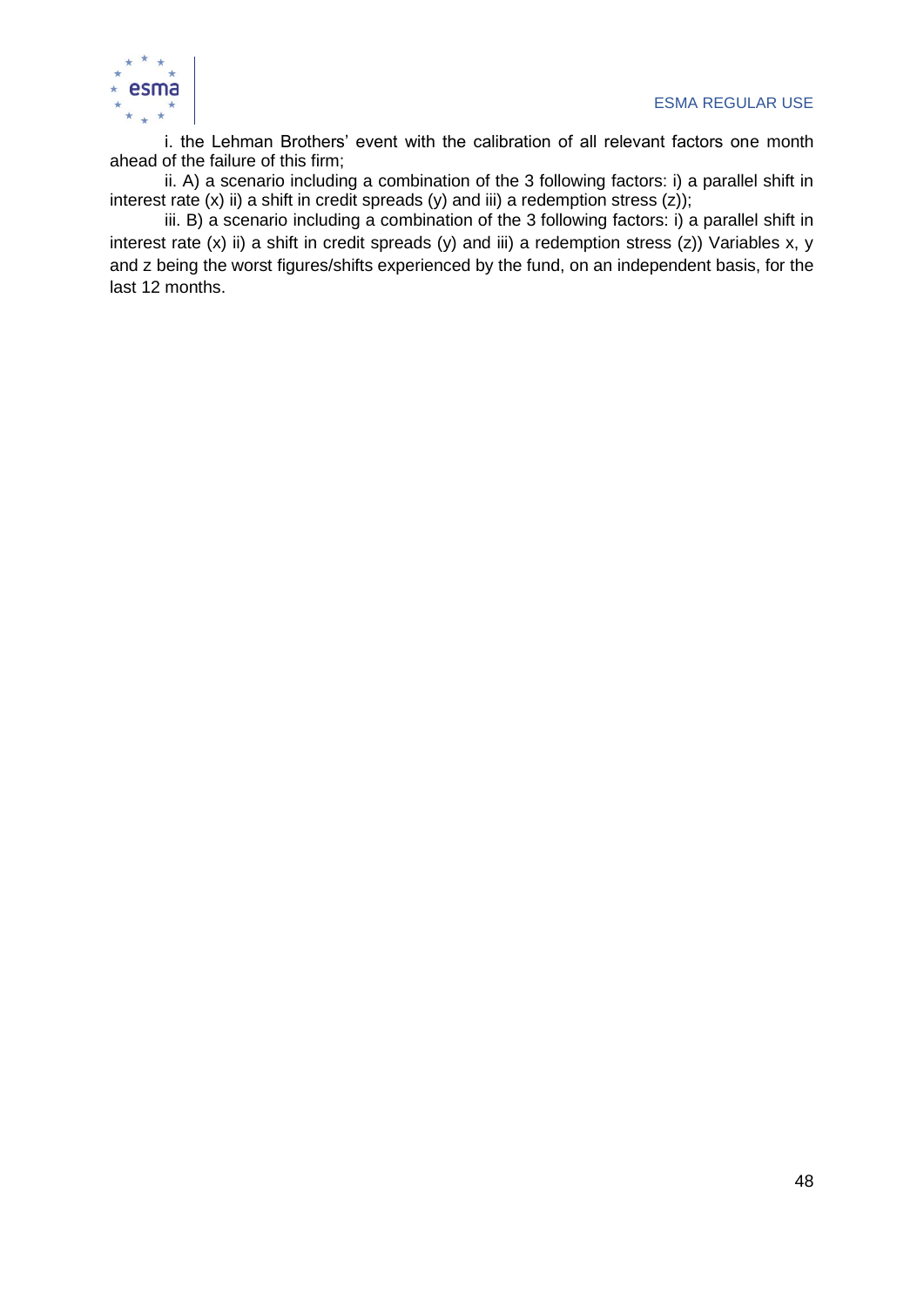i. the Lehman Brothers' event with the calibration of all relevant factors one month ahead of the failure of this firm;

ii. A) a scenario including a combination of the 3 following factors: i) a parallel shift in interest rate (x) ii) a shift in credit spreads (y) and iii) a redemption stress (z));

iii. B) a scenario including a combination of the 3 following factors: i) a parallel shift in interest rate (x) ii) a shift in credit spreads (y) and iii) a redemption stress (z)) Variables x, y and z being the worst figures/shifts experienced by the fund, on an independent basis, for the last 12 months.